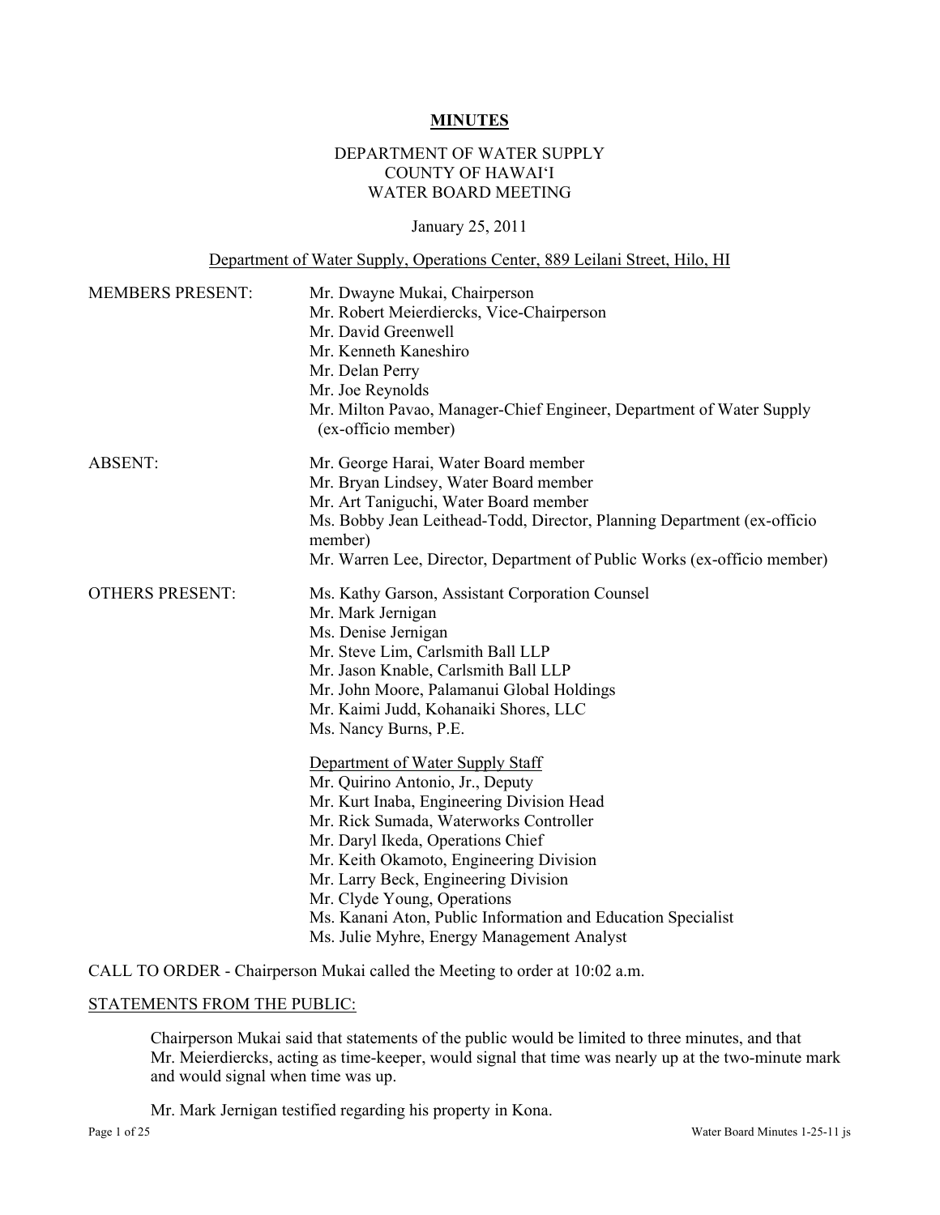# MINUTES

DEPARTMENT OF WATER SUPPLY
COUNTY OF HAWAIʻI
WATER BOARD MEETING

January 25, 2011

Department of Water Supply, Operations Center, 889 Leilani Street, Hilo, HI

| | |
|---|---|
| MEMBERS PRESENT: | Mr. Dwayne Mukai, Chairperson<br>Mr. Robert Meierdiercks, Vice-Chairperson<br>Mr. David Greenwell<br>Mr. Kenneth Kaneshiro<br>Mr. Delan Perry<br>Mr. Joe Reynolds<br>Mr. Milton Pavao, Manager-Chief Engineer, Department of Water Supply (ex-officio member) |
| ABSENT: | Mr. George Harai, Water Board member<br>Mr. Bryan Lindsey, Water Board member<br>Mr. Art Taniguchi, Water Board member<br>Ms. Bobby Jean Leithead-Todd, Director, Planning Department (ex-officio member)<br>Mr. Warren Lee, Director, Department of Public Works (ex-officio member) |
| OTHERS PRESENT: | Ms. Kathy Garson, Assistant Corporation Counsel<br>Mr. Mark Jernigan<br>Ms. Denise Jernigan<br>Mr. Steve Lim, Carlsmith Ball LLP<br>Mr. Jason Knable, Carlsmith Ball LLP<br>Mr. John Moore, Palamanui Global Holdings<br>Mr. Kaimi Judd, Kohanaiki Shores, LLC<br>Ms. Nancy Burns, P.E.<br><br>Department of Water Supply Staff<br>Mr. Quirino Antonio, Jr., Deputy<br>Mr. Kurt Inaba, Engineering Division Head<br>Mr. Rick Sumada, Waterworks Controller<br>Mr. Daryl Ikeda, Operations Chief<br>Mr. Keith Okamoto, Engineering Division<br>Mr. Larry Beck, Engineering Division<br>Mr. Clyde Young, Operations<br>Ms. Kanani Aton, Public Information and Education Specialist<br>Ms. Julie Myhre, Energy Management Analyst |

CALL TO ORDER - Chairperson Mukai called the Meeting to order at 10:02 a.m.

STATEMENTS FROM THE PUBLIC:

Chairperson Mukai said that statements of the public would be limited to three minutes, and that Mr. Meierdiercks, acting as time-keeper, would signal that time was nearly up at the two-minute mark and would signal when time was up.

Mr. Mark Jernigan testified regarding his property in Kona.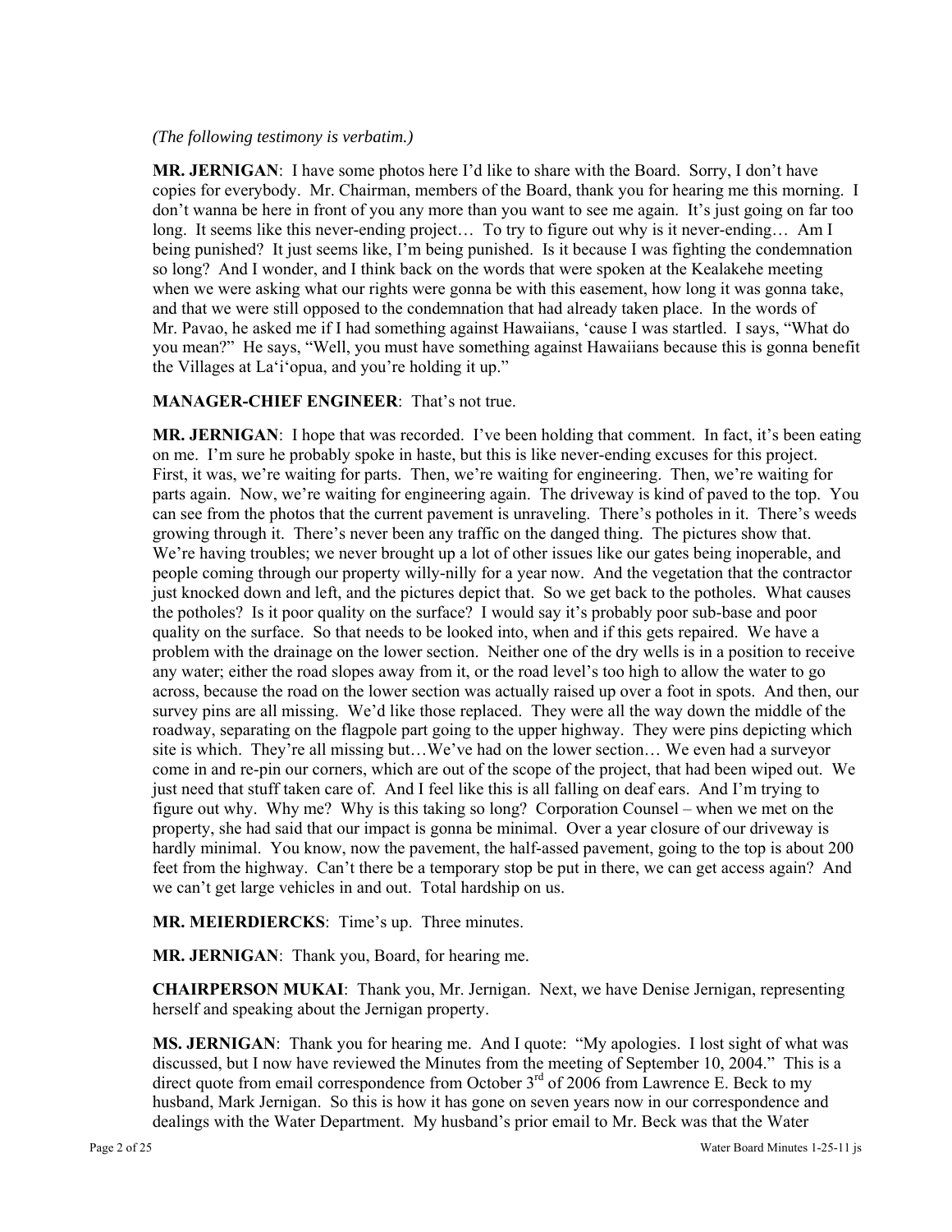*(The following testimony is verbatim.)*

**MR. JERNIGAN**: I have some photos here I'd like to share with the Board. Sorry, I don't have copies for everybody. Mr. Chairman, members of the Board, thank you for hearing me this morning. I don't wanna be here in front of you any more than you want to see me again. It's just going on far too long. It seems like this never-ending project… To try to figure out why is it never-ending… Am I being punished? It just seems like, I'm being punished. Is it because I was fighting the condemnation so long? And I wonder, and I think back on the words that were spoken at the Kealakehe meeting when we were asking what our rights were gonna be with this easement, how long it was gonna take, and that we were still opposed to the condemnation that had already taken place. In the words of Mr. Pavao, he asked me if I had something against Hawaiians, 'cause I was startled. I says, "What do you mean?" He says, "Well, you must have something against Hawaiians because this is gonna benefit the Villages at La'i'opua, and you're holding it up."

**MANAGER-CHIEF ENGINEER**: That's not true.

**MR. JERNIGAN**: I hope that was recorded. I've been holding that comment. In fact, it's been eating on me. I'm sure he probably spoke in haste, but this is like never-ending excuses for this project. First, it was, we're waiting for parts. Then, we're waiting for engineering. Then, we're waiting for parts again. Now, we're waiting for engineering again. The driveway is kind of paved to the top. You can see from the photos that the current pavement is unraveling. There's potholes in it. There's weeds growing through it. There's never been any traffic on the danged thing. The pictures show that. We're having troubles; we never brought up a lot of other issues like our gates being inoperable, and people coming through our property willy-nilly for a year now. And the vegetation that the contractor just knocked down and left, and the pictures depict that. So we get back to the potholes. What causes the potholes? Is it poor quality on the surface? I would say it's probably poor sub-base and poor quality on the surface. So that needs to be looked into, when and if this gets repaired. We have a problem with the drainage on the lower section. Neither one of the dry wells is in a position to receive any water; either the road slopes away from it, or the road level's too high to allow the water to go across, because the road on the lower section was actually raised up over a foot in spots. And then, our survey pins are all missing. We'd like those replaced. They were all the way down the middle of the roadway, separating on the flagpole part going to the upper highway. They were pins depicting which site is which. They're all missing but…We've had on the lower section… We even had a surveyor come in and re-pin our corners, which are out of the scope of the project, that had been wiped out. We just need that stuff taken care of. And I feel like this is all falling on deaf ears. And I'm trying to figure out why. Why me? Why is this taking so long? Corporation Counsel – when we met on the property, she had said that our impact is gonna be minimal. Over a year closure of our driveway is hardly minimal. You know, now the pavement, the half-assed pavement, going to the top is about 200 feet from the highway. Can't there be a temporary stop be put in there, we can get access again? And we can't get large vehicles in and out. Total hardship on us.

**MR. MEIERDIERCKS**: Time's up. Three minutes.

**MR. JERNIGAN**: Thank you, Board, for hearing me.

**CHAIRPERSON MUKAI**: Thank you, Mr. Jernigan. Next, we have Denise Jernigan, representing herself and speaking about the Jernigan property.

**MS. JERNIGAN**: Thank you for hearing me. And I quote: "My apologies. I lost sight of what was discussed, but I now have reviewed the Minutes from the meeting of September 10, 2004." This is a direct quote from email correspondence from October 3rd of 2006 from Lawrence E. Beck to my husband, Mark Jernigan. So this is how it has gone on seven years now in our correspondence and dealings with the Water Department. My husband's prior email to Mr. Beck was that the Water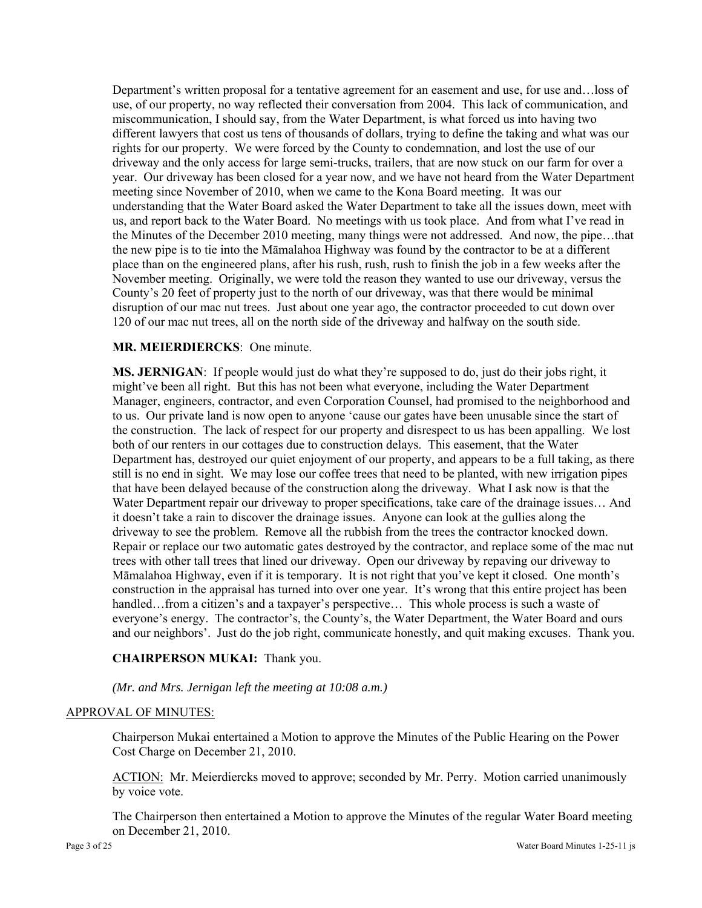Department's written proposal for a tentative agreement for an easement and use, for use and…loss of use, of our property, no way reflected their conversation from 2004. This lack of communication, and miscommunication, I should say, from the Water Department, is what forced us into having two different lawyers that cost us tens of thousands of dollars, trying to define the taking and what was our rights for our property. We were forced by the County to condemnation, and lost the use of our driveway and the only access for large semi-trucks, trailers, that are now stuck on our farm for over a year. Our driveway has been closed for a year now, and we have not heard from the Water Department meeting since November of 2010, when we came to the Kona Board meeting. It was our understanding that the Water Board asked the Water Department to take all the issues down, meet with us, and report back to the Water Board. No meetings with us took place. And from what I've read in the Minutes of the December 2010 meeting, many things were not addressed. And now, the pipe…that the new pipe is to tie into the Māmalahoa Highway was found by the contractor to be at a different place than on the engineered plans, after his rush, rush, rush to finish the job in a few weeks after the November meeting. Originally, we were told the reason they wanted to use our driveway, versus the County's 20 feet of property just to the north of our driveway, was that there would be minimal disruption of our mac nut trees. Just about one year ago, the contractor proceeded to cut down over 120 of our mac nut trees, all on the north side of the driveway and halfway on the south side.

**MR. MEIERDIERCKS**: One minute.

**MS. JERNIGAN**: If people would just do what they're supposed to do, just do their jobs right, it might've been all right. But this has not been what everyone, including the Water Department Manager, engineers, contractor, and even Corporation Counsel, had promised to the neighborhood and to us. Our private land is now open to anyone 'cause our gates have been unusable since the start of the construction. The lack of respect for our property and disrespect to us has been appalling. We lost both of our renters in our cottages due to construction delays. This easement, that the Water Department has, destroyed our quiet enjoyment of our property, and appears to be a full taking, as there still is no end in sight. We may lose our coffee trees that need to be planted, with new irrigation pipes that have been delayed because of the construction along the driveway. What I ask now is that the Water Department repair our driveway to proper specifications, take care of the drainage issues… And it doesn't take a rain to discover the drainage issues. Anyone can look at the gullies along the driveway to see the problem. Remove all the rubbish from the trees the contractor knocked down. Repair or replace our two automatic gates destroyed by the contractor, and replace some of the mac nut trees with other tall trees that lined our driveway. Open our driveway by repaving our driveway to Māmalahoa Highway, even if it is temporary. It is not right that you've kept it closed. One month's construction in the appraisal has turned into over one year. It's wrong that this entire project has been handled…from a citizen's and a taxpayer's perspective… This whole process is such a waste of everyone's energy. The contractor's, the County's, the Water Department, the Water Board and ours and our neighbors'. Just do the job right, communicate honestly, and quit making excuses. Thank you.

**CHAIRPERSON MUKAI:** Thank you.

*(Mr. and Mrs. Jernigan left the meeting at 10:08 a.m.)*

APPROVAL OF MINUTES:

Chairperson Mukai entertained a Motion to approve the Minutes of the Public Hearing on the Power Cost Charge on December 21, 2010.

ACTION: Mr. Meierdiercks moved to approve; seconded by Mr. Perry. Motion carried unanimously by voice vote.

The Chairperson then entertained a Motion to approve the Minutes of the regular Water Board meeting on December 21, 2010.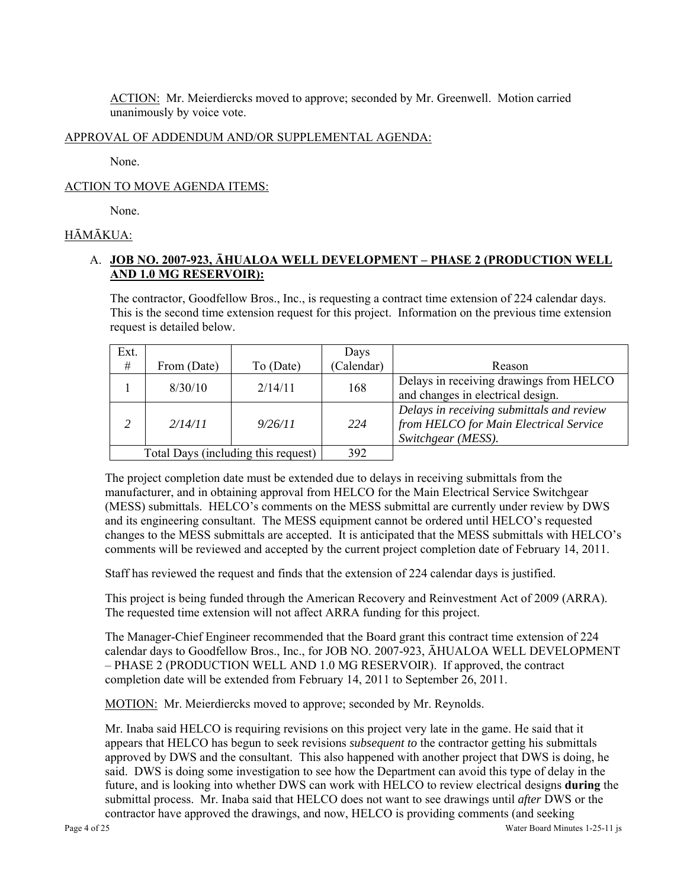ACTION: Mr. Meierdiercks moved to approve; seconded by Mr. Greenwell. Motion carried unanimously by voice vote.

APPROVAL OF ADDENDUM AND/OR SUPPLEMENTAL AGENDA:

None.

ACTION TO MOVE AGENDA ITEMS:

None.

HĀMĀKUA:

A. **JOB NO. 2007-923, ĀHUALOA WELL DEVELOPMENT – PHASE 2 (PRODUCTION WELL AND 1.0 MG RESERVOIR):**

The contractor, Goodfellow Bros., Inc., is requesting a contract time extension of 224 calendar days. This is the second time extension request for this project. Information on the previous time extension request is detailed below.

| Ext. # | From (Date) | To (Date) | Days (Calendar) | Reason |
|---|---|---|---|---|
| 1 | 8/30/10 | 2/14/11 | 168 | Delays in receiving drawings from HELCO and changes in electrical design. |
| *2* | *2/14/11* | *9/26/11* | *224* | *Delays in receiving submittals and review from HELCO for Main Electrical Service Switchgear (MESS).* |
| Total Days (including this request) | | | 392 | |

The project completion date must be extended due to delays in receiving submittals from the manufacturer, and in obtaining approval from HELCO for the Main Electrical Service Switchgear (MESS) submittals. HELCO's comments on the MESS submittal are currently under review by DWS and its engineering consultant. The MESS equipment cannot be ordered until HELCO's requested changes to the MESS submittals are accepted. It is anticipated that the MESS submittals with HELCO's comments will be reviewed and accepted by the current project completion date of February 14, 2011.

Staff has reviewed the request and finds that the extension of 224 calendar days is justified.

This project is being funded through the American Recovery and Reinvestment Act of 2009 (ARRA). The requested time extension will not affect ARRA funding for this project.

The Manager-Chief Engineer recommended that the Board grant this contract time extension of 224 calendar days to Goodfellow Bros., Inc., for JOB NO. 2007-923, ĀHUALOA WELL DEVELOPMENT – PHASE 2 (PRODUCTION WELL AND 1.0 MG RESERVOIR). If approved, the contract completion date will be extended from February 14, 2011 to September 26, 2011.

MOTION: Mr. Meierdiercks moved to approve; seconded by Mr. Reynolds.

Mr. Inaba said HELCO is requiring revisions on this project very late in the game. He said that it appears that HELCO has begun to seek revisions *subsequent to* the contractor getting his submittals approved by DWS and the consultant. This also happened with another project that DWS is doing, he said. DWS is doing some investigation to see how the Department can avoid this type of delay in the future, and is looking into whether DWS can work with HELCO to review electrical designs **during** the submittal process. Mr. Inaba said that HELCO does not want to see drawings until *after* DWS or the contractor have approved the drawings, and now, HELCO is providing comments (and seeking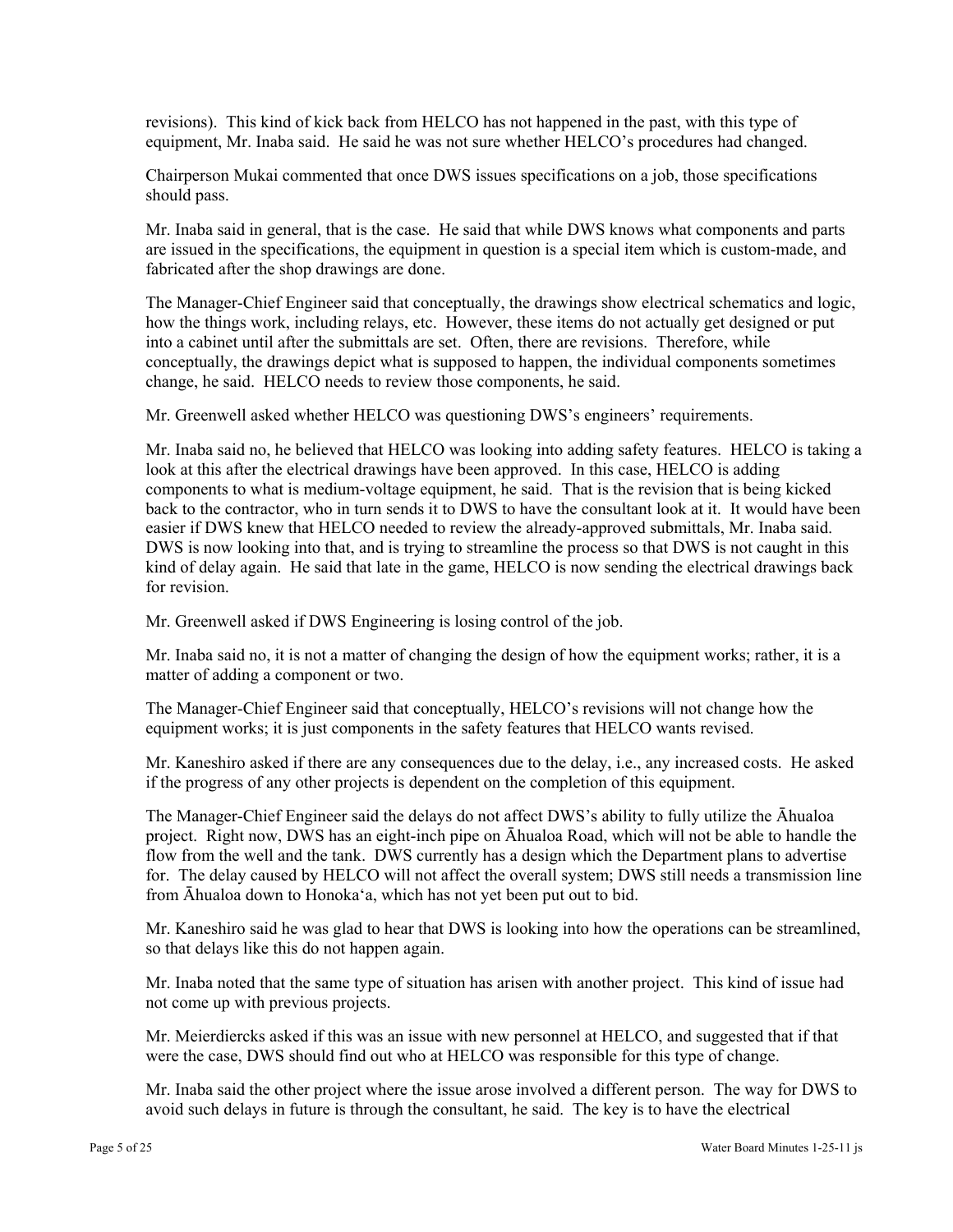revisions). This kind of kick back from HELCO has not happened in the past, with this type of equipment, Mr. Inaba said. He said he was not sure whether HELCO's procedures had changed.

Chairperson Mukai commented that once DWS issues specifications on a job, those specifications should pass.

Mr. Inaba said in general, that is the case. He said that while DWS knows what components and parts are issued in the specifications, the equipment in question is a special item which is custom-made, and fabricated after the shop drawings are done.

The Manager-Chief Engineer said that conceptually, the drawings show electrical schematics and logic, how the things work, including relays, etc. However, these items do not actually get designed or put into a cabinet until after the submittals are set. Often, there are revisions. Therefore, while conceptually, the drawings depict what is supposed to happen, the individual components sometimes change, he said. HELCO needs to review those components, he said.

Mr. Greenwell asked whether HELCO was questioning DWS's engineers' requirements.

Mr. Inaba said no, he believed that HELCO was looking into adding safety features. HELCO is taking a look at this after the electrical drawings have been approved. In this case, HELCO is adding components to what is medium-voltage equipment, he said. That is the revision that is being kicked back to the contractor, who in turn sends it to DWS to have the consultant look at it. It would have been easier if DWS knew that HELCO needed to review the already-approved submittals, Mr. Inaba said. DWS is now looking into that, and is trying to streamline the process so that DWS is not caught in this kind of delay again. He said that late in the game, HELCO is now sending the electrical drawings back for revision.

Mr. Greenwell asked if DWS Engineering is losing control of the job.

Mr. Inaba said no, it is not a matter of changing the design of how the equipment works; rather, it is a matter of adding a component or two.

The Manager-Chief Engineer said that conceptually, HELCO's revisions will not change how the equipment works; it is just components in the safety features that HELCO wants revised.

Mr. Kaneshiro asked if there are any consequences due to the delay, i.e., any increased costs. He asked if the progress of any other projects is dependent on the completion of this equipment.

The Manager-Chief Engineer said the delays do not affect DWS's ability to fully utilize the Āhualoa project. Right now, DWS has an eight-inch pipe on Āhualoa Road, which will not be able to handle the flow from the well and the tank. DWS currently has a design which the Department plans to advertise for. The delay caused by HELCO will not affect the overall system; DWS still needs a transmission line from Āhualoa down to Honoka'a, which has not yet been put out to bid.

Mr. Kaneshiro said he was glad to hear that DWS is looking into how the operations can be streamlined, so that delays like this do not happen again.

Mr. Inaba noted that the same type of situation has arisen with another project. This kind of issue had not come up with previous projects.

Mr. Meierdiercks asked if this was an issue with new personnel at HELCO, and suggested that if that were the case, DWS should find out who at HELCO was responsible for this type of change.

Mr. Inaba said the other project where the issue arose involved a different person. The way for DWS to avoid such delays in future is through the consultant, he said. The key is to have the electrical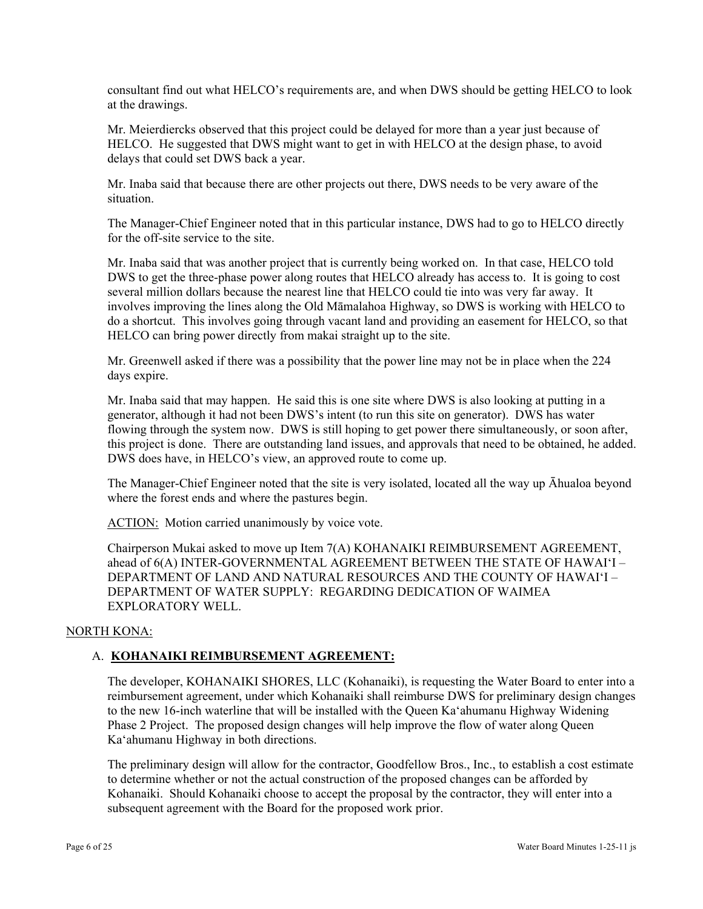consultant find out what HELCO's requirements are, and when DWS should be getting HELCO to look at the drawings.

Mr. Meierdiercks observed that this project could be delayed for more than a year just because of HELCO. He suggested that DWS might want to get in with HELCO at the design phase, to avoid delays that could set DWS back a year.

Mr. Inaba said that because there are other projects out there, DWS needs to be very aware of the situation.

The Manager-Chief Engineer noted that in this particular instance, DWS had to go to HELCO directly for the off-site service to the site.

Mr. Inaba said that was another project that is currently being worked on. In that case, HELCO told DWS to get the three-phase power along routes that HELCO already has access to. It is going to cost several million dollars because the nearest line that HELCO could tie into was very far away. It involves improving the lines along the Old Māmalahoa Highway, so DWS is working with HELCO to do a shortcut. This involves going through vacant land and providing an easement for HELCO, so that HELCO can bring power directly from makai straight up to the site.

Mr. Greenwell asked if there was a possibility that the power line may not be in place when the 224 days expire.

Mr. Inaba said that may happen. He said this is one site where DWS is also looking at putting in a generator, although it had not been DWS's intent (to run this site on generator). DWS has water flowing through the system now. DWS is still hoping to get power there simultaneously, or soon after, this project is done. There are outstanding land issues, and approvals that need to be obtained, he added. DWS does have, in HELCO's view, an approved route to come up.

The Manager-Chief Engineer noted that the site is very isolated, located all the way up Āhualoa beyond where the forest ends and where the pastures begin.

ACTION: Motion carried unanimously by voice vote.

Chairperson Mukai asked to move up Item 7(A) KOHANAIKI REIMBURSEMENT AGREEMENT, ahead of 6(A) INTER-GOVERNMENTAL AGREEMENT BETWEEN THE STATE OF HAWAI'I – DEPARTMENT OF LAND AND NATURAL RESOURCES AND THE COUNTY OF HAWAI'I – DEPARTMENT OF WATER SUPPLY: REGARDING DEDICATION OF WAIMEA EXPLORATORY WELL.

NORTH KONA:

A. **KOHANAIKI REIMBURSEMENT AGREEMENT:**

The developer, KOHANAIKI SHORES, LLC (Kohanaiki), is requesting the Water Board to enter into a reimbursement agreement, under which Kohanaiki shall reimburse DWS for preliminary design changes to the new 16-inch waterline that will be installed with the Queen Ka'ahumanu Highway Widening Phase 2 Project. The proposed design changes will help improve the flow of water along Queen Ka'ahumanu Highway in both directions.

The preliminary design will allow for the contractor, Goodfellow Bros., Inc., to establish a cost estimate to determine whether or not the actual construction of the proposed changes can be afforded by Kohanaiki. Should Kohanaiki choose to accept the proposal by the contractor, they will enter into a subsequent agreement with the Board for the proposed work prior.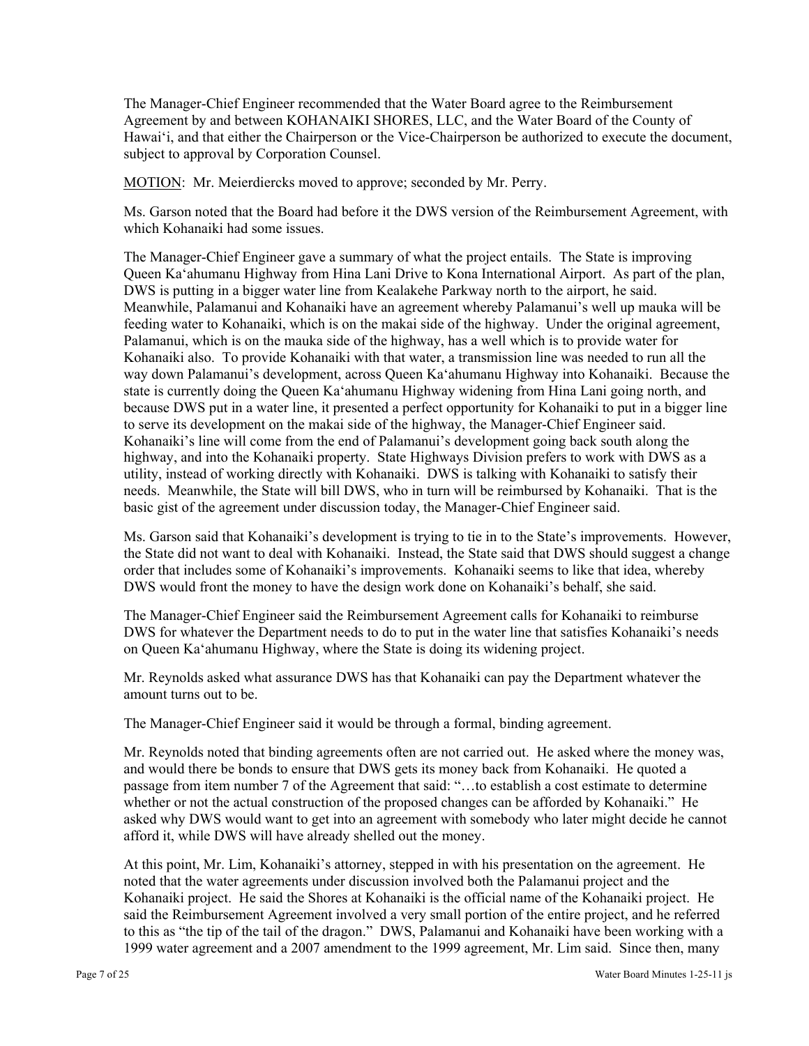The Manager-Chief Engineer recommended that the Water Board agree to the Reimbursement Agreement by and between KOHANAIKI SHORES, LLC, and the Water Board of the County of Hawai'i, and that either the Chairperson or the Vice-Chairperson be authorized to execute the document, subject to approval by Corporation Counsel.

MOTION: Mr. Meierdiercks moved to approve; seconded by Mr. Perry.

Ms. Garson noted that the Board had before it the DWS version of the Reimbursement Agreement, with which Kohanaiki had some issues.

The Manager-Chief Engineer gave a summary of what the project entails. The State is improving Queen Ka'ahumanu Highway from Hina Lani Drive to Kona International Airport. As part of the plan, DWS is putting in a bigger water line from Kealakehe Parkway north to the airport, he said. Meanwhile, Palamanui and Kohanaiki have an agreement whereby Palamanui's well up mauka will be feeding water to Kohanaiki, which is on the makai side of the highway. Under the original agreement, Palamanui, which is on the mauka side of the highway, has a well which is to provide water for Kohanaiki also. To provide Kohanaiki with that water, a transmission line was needed to run all the way down Palamanui's development, across Queen Ka'ahumanu Highway into Kohanaiki. Because the state is currently doing the Queen Ka'ahumanu Highway widening from Hina Lani going north, and because DWS put in a water line, it presented a perfect opportunity for Kohanaiki to put in a bigger line to serve its development on the makai side of the highway, the Manager-Chief Engineer said. Kohanaiki's line will come from the end of Palamanui's development going back south along the highway, and into the Kohanaiki property. State Highways Division prefers to work with DWS as a utility, instead of working directly with Kohanaiki. DWS is talking with Kohanaiki to satisfy their needs. Meanwhile, the State will bill DWS, who in turn will be reimbursed by Kohanaiki. That is the basic gist of the agreement under discussion today, the Manager-Chief Engineer said.

Ms. Garson said that Kohanaiki's development is trying to tie in to the State's improvements. However, the State did not want to deal with Kohanaiki. Instead, the State said that DWS should suggest a change order that includes some of Kohanaiki's improvements. Kohanaiki seems to like that idea, whereby DWS would front the money to have the design work done on Kohanaiki's behalf, she said.

The Manager-Chief Engineer said the Reimbursement Agreement calls for Kohanaiki to reimburse DWS for whatever the Department needs to do to put in the water line that satisfies Kohanaiki's needs on Queen Ka'ahumanu Highway, where the State is doing its widening project.

Mr. Reynolds asked what assurance DWS has that Kohanaiki can pay the Department whatever the amount turns out to be.

The Manager-Chief Engineer said it would be through a formal, binding agreement.

Mr. Reynolds noted that binding agreements often are not carried out. He asked where the money was, and would there be bonds to ensure that DWS gets its money back from Kohanaiki. He quoted a passage from item number 7 of the Agreement that said: "…to establish a cost estimate to determine whether or not the actual construction of the proposed changes can be afforded by Kohanaiki." He asked why DWS would want to get into an agreement with somebody who later might decide he cannot afford it, while DWS will have already shelled out the money.

At this point, Mr. Lim, Kohanaiki's attorney, stepped in with his presentation on the agreement. He noted that the water agreements under discussion involved both the Palamanui project and the Kohanaiki project. He said the Shores at Kohanaiki is the official name of the Kohanaiki project. He said the Reimbursement Agreement involved a very small portion of the entire project, and he referred to this as "the tip of the tail of the dragon." DWS, Palamanui and Kohanaiki have been working with a 1999 water agreement and a 2007 amendment to the 1999 agreement, Mr. Lim said. Since then, many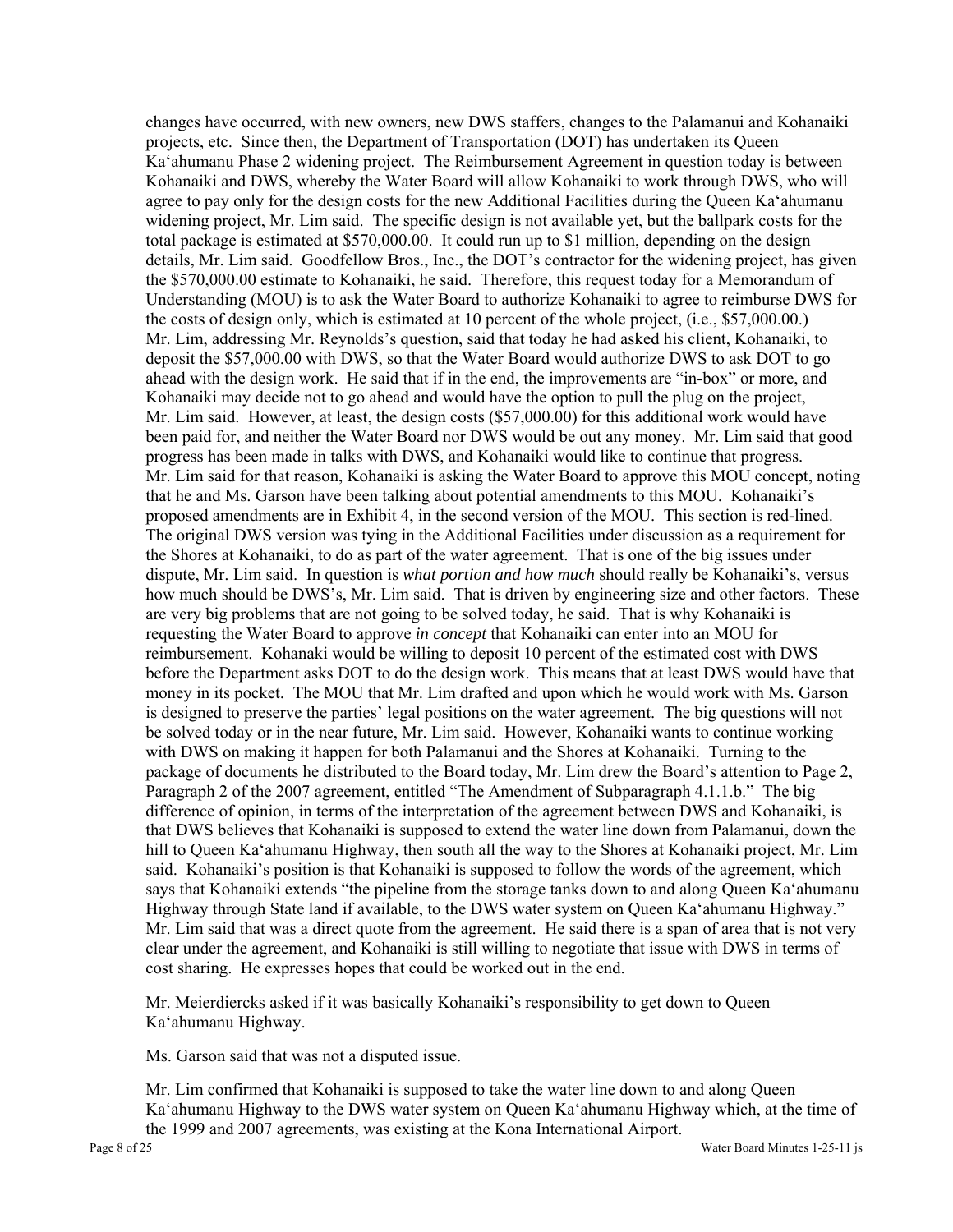changes have occurred, with new owners, new DWS staffers, changes to the Palamanui and Kohanaiki projects, etc. Since then, the Department of Transportation (DOT) has undertaken its Queen Ka'ahumanu Phase 2 widening project. The Reimbursement Agreement in question today is between Kohanaiki and DWS, whereby the Water Board will allow Kohanaiki to work through DWS, who will agree to pay only for the design costs for the new Additional Facilities during the Queen Ka'ahumanu widening project, Mr. Lim said. The specific design is not available yet, but the ballpark costs for the total package is estimated at $570,000.00. It could run up to $1 million, depending on the design details, Mr. Lim said. Goodfellow Bros., Inc., the DOT's contractor for the widening project, has given the $570,000.00 estimate to Kohanaiki, he said. Therefore, this request today for a Memorandum of Understanding (MOU) is to ask the Water Board to authorize Kohanaiki to agree to reimburse DWS for the costs of design only, which is estimated at 10 percent of the whole project, (i.e., $57,000.00.) Mr. Lim, addressing Mr. Reynolds's question, said that today he had asked his client, Kohanaiki, to deposit the $57,000.00 with DWS, so that the Water Board would authorize DWS to ask DOT to go ahead with the design work. He said that if in the end, the improvements are "in-box" or more, and Kohanaiki may decide not to go ahead and would have the option to pull the plug on the project, Mr. Lim said. However, at least, the design costs ($57,000.00) for this additional work would have been paid for, and neither the Water Board nor DWS would be out any money. Mr. Lim said that good progress has been made in talks with DWS, and Kohanaiki would like to continue that progress. Mr. Lim said for that reason, Kohanaiki is asking the Water Board to approve this MOU concept, noting that he and Ms. Garson have been talking about potential amendments to this MOU. Kohanaiki's proposed amendments are in Exhibit 4, in the second version of the MOU. This section is red-lined. The original DWS version was tying in the Additional Facilities under discussion as a requirement for the Shores at Kohanaiki, to do as part of the water agreement. That is one of the big issues under dispute, Mr. Lim said. In question is *what portion and how much* should really be Kohanaiki's, versus how much should be DWS's, Mr. Lim said. That is driven by engineering size and other factors. These are very big problems that are not going to be solved today, he said. That is why Kohanaiki is requesting the Water Board to approve *in concept* that Kohanaiki can enter into an MOU for reimbursement. Kohanaki would be willing to deposit 10 percent of the estimated cost with DWS before the Department asks DOT to do the design work. This means that at least DWS would have that money in its pocket. The MOU that Mr. Lim drafted and upon which he would work with Ms. Garson is designed to preserve the parties' legal positions on the water agreement. The big questions will not be solved today or in the near future, Mr. Lim said. However, Kohanaiki wants to continue working with DWS on making it happen for both Palamanui and the Shores at Kohanaiki. Turning to the package of documents he distributed to the Board today, Mr. Lim drew the Board's attention to Page 2, Paragraph 2 of the 2007 agreement, entitled "The Amendment of Subparagraph 4.1.1.b." The big difference of opinion, in terms of the interpretation of the agreement between DWS and Kohanaiki, is that DWS believes that Kohanaiki is supposed to extend the water line down from Palamanui, down the hill to Queen Ka'ahumanu Highway, then south all the way to the Shores at Kohanaiki project, Mr. Lim said. Kohanaiki's position is that Kohanaiki is supposed to follow the words of the agreement, which says that Kohanaiki extends "the pipeline from the storage tanks down to and along Queen Ka'ahumanu Highway through State land if available, to the DWS water system on Queen Ka'ahumanu Highway." Mr. Lim said that was a direct quote from the agreement. He said there is a span of area that is not very clear under the agreement, and Kohanaiki is still willing to negotiate that issue with DWS in terms of cost sharing. He expresses hopes that could be worked out in the end.

Mr. Meierdiercks asked if it was basically Kohanaiki's responsibility to get down to Queen Ka'ahumanu Highway.

Ms. Garson said that was not a disputed issue.

Mr. Lim confirmed that Kohanaiki is supposed to take the water line down to and along Queen Ka'ahumanu Highway to the DWS water system on Queen Ka'ahumanu Highway which, at the time of the 1999 and 2007 agreements, was existing at the Kona International Airport.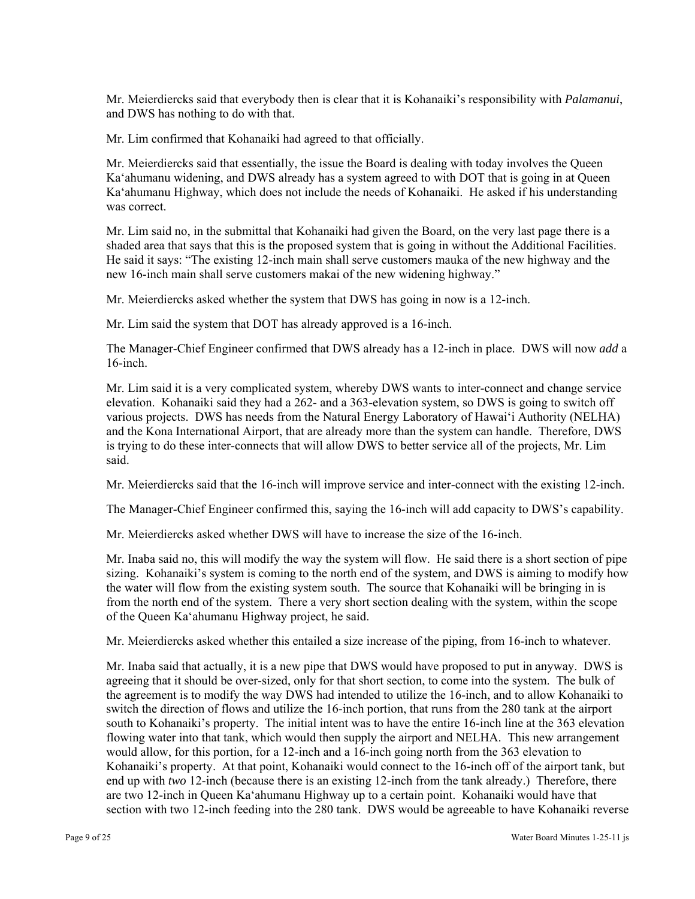Mr. Meierdiercks said that everybody then is clear that it is Kohanaiki's responsibility with *Palamanui*, and DWS has nothing to do with that.

Mr. Lim confirmed that Kohanaiki had agreed to that officially.

Mr. Meierdiercks said that essentially, the issue the Board is dealing with today involves the Queen Ka'ahumanu widening, and DWS already has a system agreed to with DOT that is going in at Queen Ka'ahumanu Highway, which does not include the needs of Kohanaiki. He asked if his understanding was correct.

Mr. Lim said no, in the submittal that Kohanaiki had given the Board, on the very last page there is a shaded area that says that this is the proposed system that is going in without the Additional Facilities. He said it says: "The existing 12-inch main shall serve customers mauka of the new highway and the new 16-inch main shall serve customers makai of the new widening highway."

Mr. Meierdiercks asked whether the system that DWS has going in now is a 12-inch.

Mr. Lim said the system that DOT has already approved is a 16-inch.

The Manager-Chief Engineer confirmed that DWS already has a 12-inch in place. DWS will now *add* a 16-inch.

Mr. Lim said it is a very complicated system, whereby DWS wants to inter-connect and change service elevation. Kohanaiki said they had a 262- and a 363-elevation system, so DWS is going to switch off various projects. DWS has needs from the Natural Energy Laboratory of Hawai'i Authority (NELHA) and the Kona International Airport, that are already more than the system can handle. Therefore, DWS is trying to do these inter-connects that will allow DWS to better service all of the projects, Mr. Lim said.

Mr. Meierdiercks said that the 16-inch will improve service and inter-connect with the existing 12-inch.

The Manager-Chief Engineer confirmed this, saying the 16-inch will add capacity to DWS's capability.

Mr. Meierdiercks asked whether DWS will have to increase the size of the 16-inch.

Mr. Inaba said no, this will modify the way the system will flow. He said there is a short section of pipe sizing. Kohanaiki's system is coming to the north end of the system, and DWS is aiming to modify how the water will flow from the existing system south. The source that Kohanaiki will be bringing in is from the north end of the system. There a very short section dealing with the system, within the scope of the Queen Ka'ahumanu Highway project, he said.

Mr. Meierdiercks asked whether this entailed a size increase of the piping, from 16-inch to whatever.

Mr. Inaba said that actually, it is a new pipe that DWS would have proposed to put in anyway. DWS is agreeing that it should be over-sized, only for that short section, to come into the system. The bulk of the agreement is to modify the way DWS had intended to utilize the 16-inch, and to allow Kohanaiki to switch the direction of flows and utilize the 16-inch portion, that runs from the 280 tank at the airport south to Kohanaiki's property. The initial intent was to have the entire 16-inch line at the 363 elevation flowing water into that tank, which would then supply the airport and NELHA. This new arrangement would allow, for this portion, for a 12-inch and a 16-inch going north from the 363 elevation to Kohanaiki's property. At that point, Kohanaiki would connect to the 16-inch off of the airport tank, but end up with *two* 12-inch (because there is an existing 12-inch from the tank already.) Therefore, there are two 12-inch in Queen Ka'ahumanu Highway up to a certain point. Kohanaiki would have that section with two 12-inch feeding into the 280 tank. DWS would be agreeable to have Kohanaiki reverse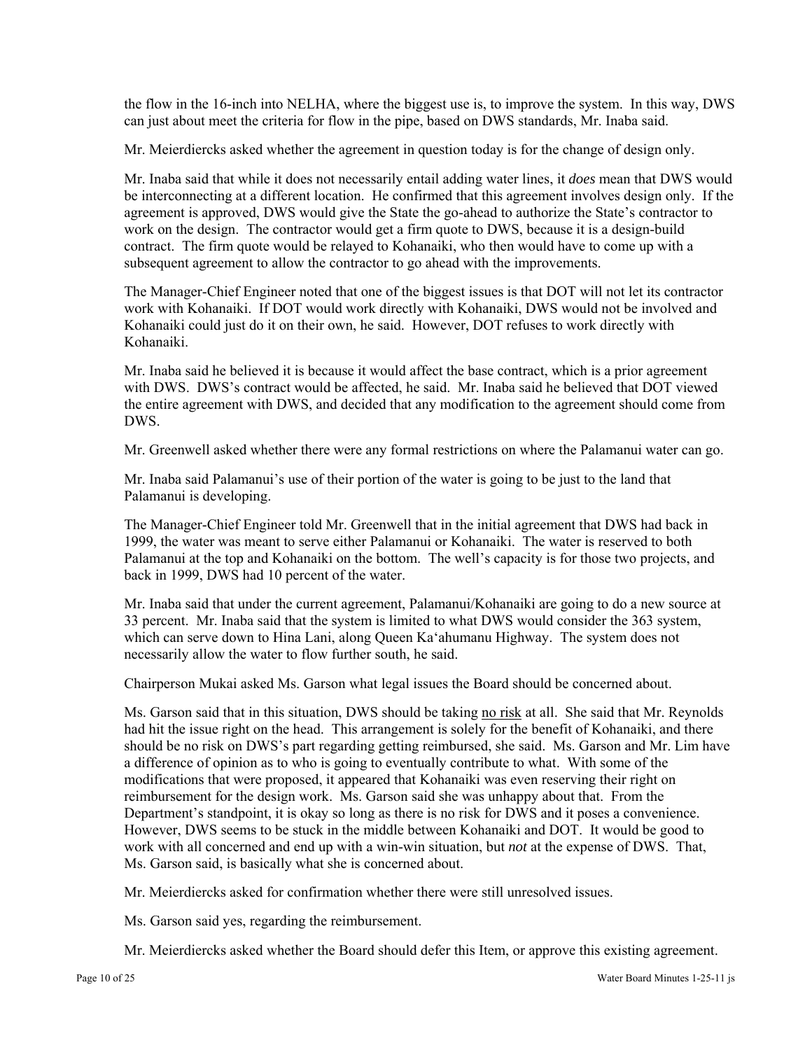the flow in the 16-inch into NELHA, where the biggest use is, to improve the system. In this way, DWS can just about meet the criteria for flow in the pipe, based on DWS standards, Mr. Inaba said.

Mr. Meierdiercks asked whether the agreement in question today is for the change of design only.

Mr. Inaba said that while it does not necessarily entail adding water lines, it *does* mean that DWS would be interconnecting at a different location. He confirmed that this agreement involves design only. If the agreement is approved, DWS would give the State the go-ahead to authorize the State's contractor to work on the design. The contractor would get a firm quote to DWS, because it is a design-build contract. The firm quote would be relayed to Kohanaiki, who then would have to come up with a subsequent agreement to allow the contractor to go ahead with the improvements.

The Manager-Chief Engineer noted that one of the biggest issues is that DOT will not let its contractor work with Kohanaiki. If DOT would work directly with Kohanaiki, DWS would not be involved and Kohanaiki could just do it on their own, he said. However, DOT refuses to work directly with Kohanaiki.

Mr. Inaba said he believed it is because it would affect the base contract, which is a prior agreement with DWS. DWS's contract would be affected, he said. Mr. Inaba said he believed that DOT viewed the entire agreement with DWS, and decided that any modification to the agreement should come from DWS.

Mr. Greenwell asked whether there were any formal restrictions on where the Palamanui water can go.

Mr. Inaba said Palamanui's use of their portion of the water is going to be just to the land that Palamanui is developing.

The Manager-Chief Engineer told Mr. Greenwell that in the initial agreement that DWS had back in 1999, the water was meant to serve either Palamanui or Kohanaiki. The water is reserved to both Palamanui at the top and Kohanaiki on the bottom. The well's capacity is for those two projects, and back in 1999, DWS had 10 percent of the water.

Mr. Inaba said that under the current agreement, Palamanui/Kohanaiki are going to do a new source at 33 percent. Mr. Inaba said that the system is limited to what DWS would consider the 363 system, which can serve down to Hina Lani, along Queen Ka'ahumanu Highway. The system does not necessarily allow the water to flow further south, he said.

Chairperson Mukai asked Ms. Garson what legal issues the Board should be concerned about.

Ms. Garson said that in this situation, DWS should be taking <u>no risk</u> at all. She said that Mr. Reynolds had hit the issue right on the head. This arrangement is solely for the benefit of Kohanaiki, and there should be no risk on DWS's part regarding getting reimbursed, she said. Ms. Garson and Mr. Lim have a difference of opinion as to who is going to eventually contribute to what. With some of the modifications that were proposed, it appeared that Kohanaiki was even reserving their right on reimbursement for the design work. Ms. Garson said she was unhappy about that. From the Department's standpoint, it is okay so long as there is no risk for DWS and it poses a convenience. However, DWS seems to be stuck in the middle between Kohanaiki and DOT. It would be good to work with all concerned and end up with a win-win situation, but *not* at the expense of DWS. That, Ms. Garson said, is basically what she is concerned about.

Mr. Meierdiercks asked for confirmation whether there were still unresolved issues.

Ms. Garson said yes, regarding the reimbursement.

Mr. Meierdiercks asked whether the Board should defer this Item, or approve this existing agreement.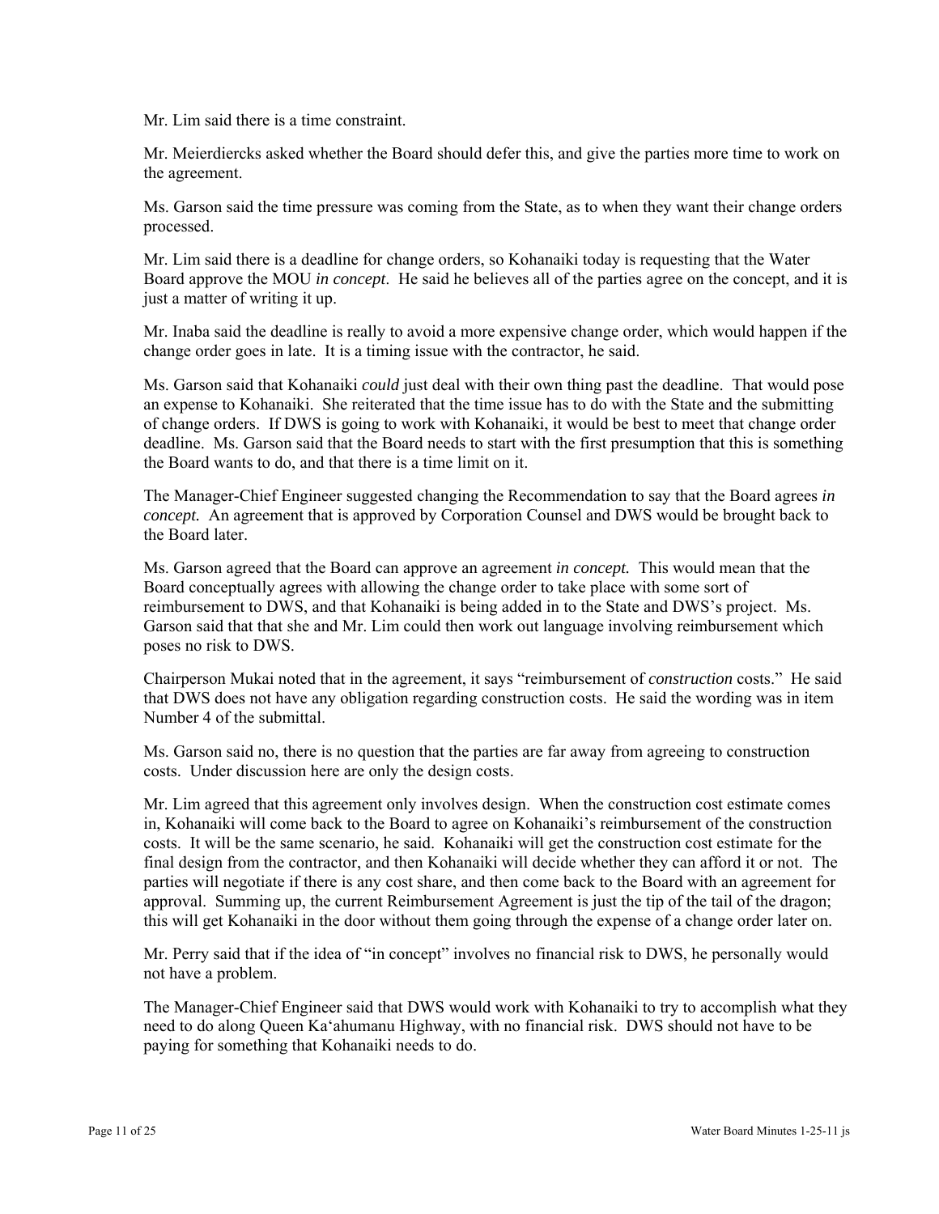Mr. Lim said there is a time constraint.

Mr. Meierdiercks asked whether the Board should defer this, and give the parties more time to work on the agreement.

Ms. Garson said the time pressure was coming from the State, as to when they want their change orders processed.

Mr. Lim said there is a deadline for change orders, so Kohanaiki today is requesting that the Water Board approve the MOU *in concept*. He said he believes all of the parties agree on the concept, and it is just a matter of writing it up.

Mr. Inaba said the deadline is really to avoid a more expensive change order, which would happen if the change order goes in late. It is a timing issue with the contractor, he said.

Ms. Garson said that Kohanaiki *could* just deal with their own thing past the deadline. That would pose an expense to Kohanaiki. She reiterated that the time issue has to do with the State and the submitting of change orders. If DWS is going to work with Kohanaiki, it would be best to meet that change order deadline. Ms. Garson said that the Board needs to start with the first presumption that this is something the Board wants to do, and that there is a time limit on it.

The Manager-Chief Engineer suggested changing the Recommendation to say that the Board agrees *in concept.* An agreement that is approved by Corporation Counsel and DWS would be brought back to the Board later.

Ms. Garson agreed that the Board can approve an agreement *in concept.* This would mean that the Board conceptually agrees with allowing the change order to take place with some sort of reimbursement to DWS, and that Kohanaiki is being added in to the State and DWS's project. Ms. Garson said that that she and Mr. Lim could then work out language involving reimbursement which poses no risk to DWS.

Chairperson Mukai noted that in the agreement, it says "reimbursement of *construction* costs." He said that DWS does not have any obligation regarding construction costs. He said the wording was in item Number 4 of the submittal.

Ms. Garson said no, there is no question that the parties are far away from agreeing to construction costs. Under discussion here are only the design costs.

Mr. Lim agreed that this agreement only involves design. When the construction cost estimate comes in, Kohanaiki will come back to the Board to agree on Kohanaiki's reimbursement of the construction costs. It will be the same scenario, he said. Kohanaiki will get the construction cost estimate for the final design from the contractor, and then Kohanaiki will decide whether they can afford it or not. The parties will negotiate if there is any cost share, and then come back to the Board with an agreement for approval. Summing up, the current Reimbursement Agreement is just the tip of the tail of the dragon; this will get Kohanaiki in the door without them going through the expense of a change order later on.

Mr. Perry said that if the idea of "in concept" involves no financial risk to DWS, he personally would not have a problem.

The Manager-Chief Engineer said that DWS would work with Kohanaiki to try to accomplish what they need to do along Queen Ka'ahumanu Highway, with no financial risk. DWS should not have to be paying for something that Kohanaiki needs to do.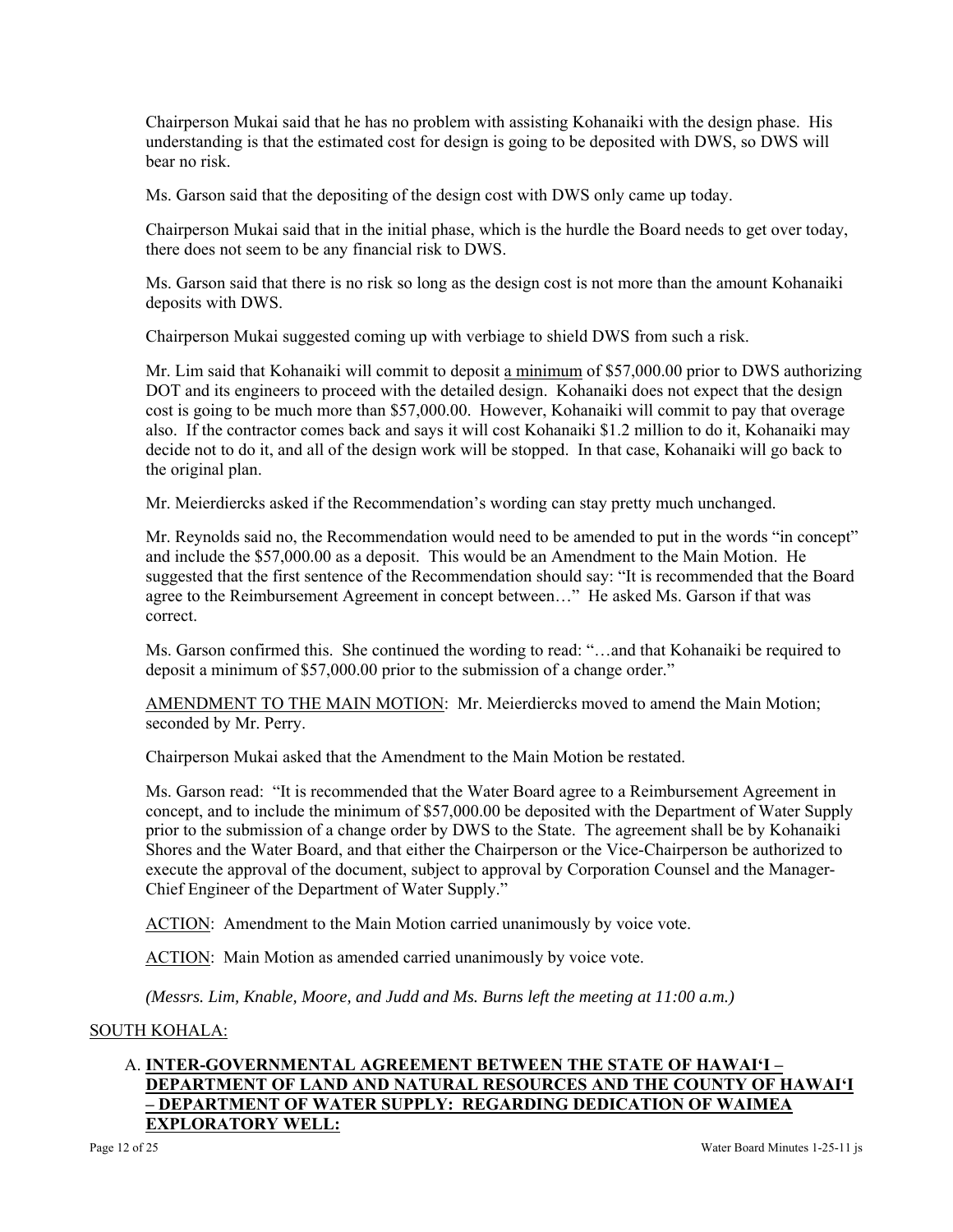Chairperson Mukai said that he has no problem with assisting Kohanaiki with the design phase. His understanding is that the estimated cost for design is going to be deposited with DWS, so DWS will bear no risk.

Ms. Garson said that the depositing of the design cost with DWS only came up today.

Chairperson Mukai said that in the initial phase, which is the hurdle the Board needs to get over today, there does not seem to be any financial risk to DWS.

Ms. Garson said that there is no risk so long as the design cost is not more than the amount Kohanaiki deposits with DWS.

Chairperson Mukai suggested coming up with verbiage to shield DWS from such a risk.

Mr. Lim said that Kohanaiki will commit to deposit <u>a minimum</u> of $57,000.00 prior to DWS authorizing DOT and its engineers to proceed with the detailed design. Kohanaiki does not expect that the design cost is going to be much more than $57,000.00. However, Kohanaiki will commit to pay that overage also. If the contractor comes back and says it will cost Kohanaiki $1.2 million to do it, Kohanaiki may decide not to do it, and all of the design work will be stopped. In that case, Kohanaiki will go back to the original plan.

Mr. Meierdiercks asked if the Recommendation's wording can stay pretty much unchanged.

Mr. Reynolds said no, the Recommendation would need to be amended to put in the words "in concept" and include the $57,000.00 as a deposit. This would be an Amendment to the Main Motion. He suggested that the first sentence of the Recommendation should say: "It is recommended that the Board agree to the Reimbursement Agreement in concept between…" He asked Ms. Garson if that was correct.

Ms. Garson confirmed this. She continued the wording to read: "…and that Kohanaiki be required to deposit a minimum of $57,000.00 prior to the submission of a change order."

<u>AMENDMENT TO THE MAIN MOTION</u>: Mr. Meierdiercks moved to amend the Main Motion; seconded by Mr. Perry.

Chairperson Mukai asked that the Amendment to the Main Motion be restated.

Ms. Garson read: "It is recommended that the Water Board agree to a Reimbursement Agreement in concept, and to include the minimum of $57,000.00 be deposited with the Department of Water Supply prior to the submission of a change order by DWS to the State. The agreement shall be by Kohanaiki Shores and the Water Board, and that either the Chairperson or the Vice-Chairperson be authorized to execute the approval of the document, subject to approval by Corporation Counsel and the Manager-Chief Engineer of the Department of Water Supply."

<u>ACTION</u>: Amendment to the Main Motion carried unanimously by voice vote.

<u>ACTION</u>: Main Motion as amended carried unanimously by voice vote.

*(Messrs. Lim, Knable, Moore, and Judd and Ms. Burns left the meeting at 11:00 a.m.)*

<u>SOUTH KOHALA:</u>

A. **<u>INTER-GOVERNMENTAL AGREEMENT BETWEEN THE STATE OF HAWAI'I – DEPARTMENT OF LAND AND NATURAL RESOURCES AND THE COUNTY OF HAWAI'I – DEPARTMENT OF WATER SUPPLY: REGARDING DEDICATION OF WAIMEA EXPLORATORY WELL:</u>**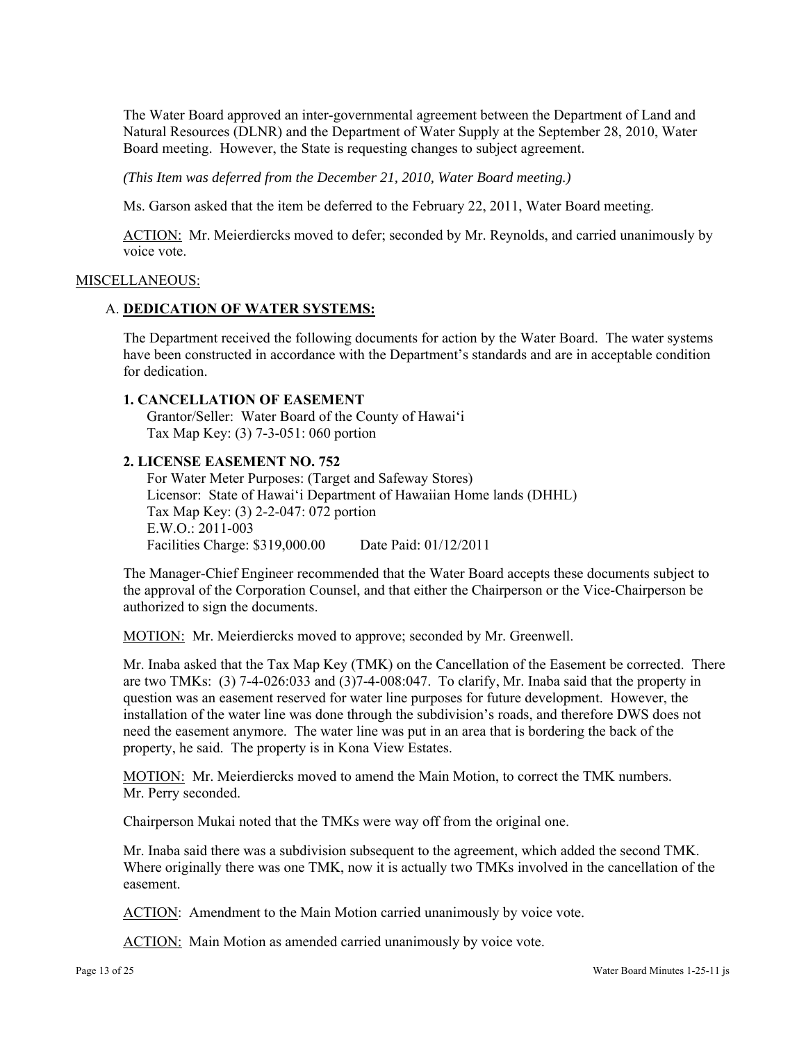The Water Board approved an inter-governmental agreement between the Department of Land and Natural Resources (DLNR) and the Department of Water Supply at the September 28, 2010, Water Board meeting. However, the State is requesting changes to subject agreement.

*(This Item was deferred from the December 21, 2010, Water Board meeting.)*

Ms. Garson asked that the item be deferred to the February 22, 2011, Water Board meeting.

ACTION: Mr. Meierdiercks moved to defer; seconded by Mr. Reynolds, and carried unanimously by voice vote.

MISCELLANEOUS:

A. **DEDICATION OF WATER SYSTEMS:**

The Department received the following documents for action by the Water Board. The water systems have been constructed in accordance with the Department's standards and are in acceptable condition for dedication.

**1. CANCELLATION OF EASEMENT**
Grantor/Seller: Water Board of the County of Hawai'i
Tax Map Key: (3) 7-3-051: 060 portion

**2. LICENSE EASEMENT NO. 752**
For Water Meter Purposes: (Target and Safeway Stores)
Licensor: State of Hawai'i Department of Hawaiian Home lands (DHHL)
Tax Map Key: (3) 2-2-047: 072 portion
E.W.O.: 2011-003
Facilities Charge: $319,000.00 Date Paid: 01/12/2011

The Manager-Chief Engineer recommended that the Water Board accepts these documents subject to the approval of the Corporation Counsel, and that either the Chairperson or the Vice-Chairperson be authorized to sign the documents.

MOTION: Mr. Meierdiercks moved to approve; seconded by Mr. Greenwell.

Mr. Inaba asked that the Tax Map Key (TMK) on the Cancellation of the Easement be corrected. There are two TMKs: (3) 7-4-026:033 and (3)7-4-008:047. To clarify, Mr. Inaba said that the property in question was an easement reserved for water line purposes for future development. However, the installation of the water line was done through the subdivision's roads, and therefore DWS does not need the easement anymore. The water line was put in an area that is bordering the back of the property, he said. The property is in Kona View Estates.

MOTION: Mr. Meierdiercks moved to amend the Main Motion, to correct the TMK numbers. Mr. Perry seconded.

Chairperson Mukai noted that the TMKs were way off from the original one.

Mr. Inaba said there was a subdivision subsequent to the agreement, which added the second TMK. Where originally there was one TMK, now it is actually two TMKs involved in the cancellation of the easement.

ACTION: Amendment to the Main Motion carried unanimously by voice vote.

ACTION: Main Motion as amended carried unanimously by voice vote.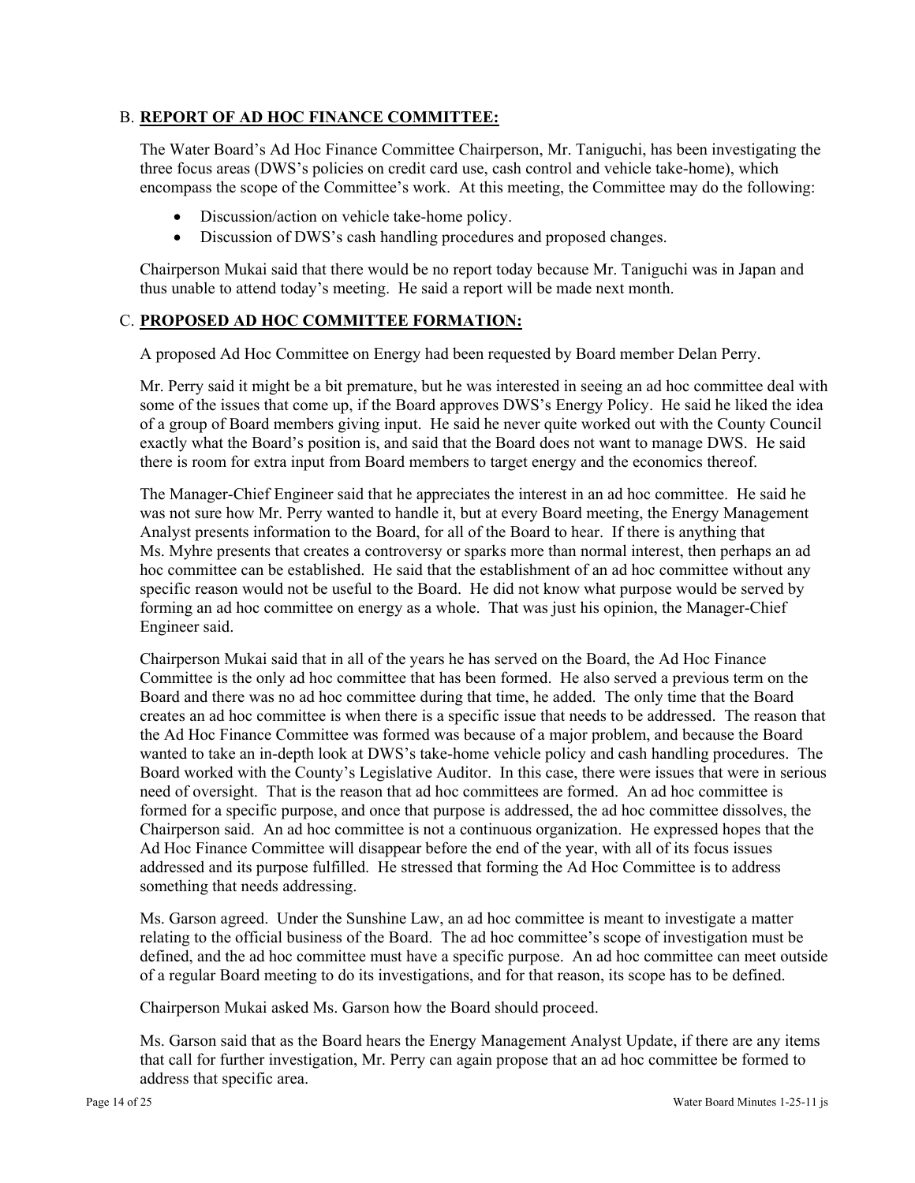## B. **REPORT OF AD HOC FINANCE COMMITTEE:**

The Water Board's Ad Hoc Finance Committee Chairperson, Mr. Taniguchi, has been investigating the three focus areas (DWS's policies on credit card use, cash control and vehicle take-home), which encompass the scope of the Committee's work. At this meeting, the Committee may do the following:

- Discussion/action on vehicle take-home policy.
- Discussion of DWS's cash handling procedures and proposed changes.

Chairperson Mukai said that there would be no report today because Mr. Taniguchi was in Japan and thus unable to attend today's meeting. He said a report will be made next month.

## C. **PROPOSED AD HOC COMMITTEE FORMATION:**

A proposed Ad Hoc Committee on Energy had been requested by Board member Delan Perry.

Mr. Perry said it might be a bit premature, but he was interested in seeing an ad hoc committee deal with some of the issues that come up, if the Board approves DWS's Energy Policy. He said he liked the idea of a group of Board members giving input. He said he never quite worked out with the County Council exactly what the Board's position is, and said that the Board does not want to manage DWS. He said there is room for extra input from Board members to target energy and the economics thereof.

The Manager-Chief Engineer said that he appreciates the interest in an ad hoc committee. He said he was not sure how Mr. Perry wanted to handle it, but at every Board meeting, the Energy Management Analyst presents information to the Board, for all of the Board to hear. If there is anything that Ms. Myhre presents that creates a controversy or sparks more than normal interest, then perhaps an ad hoc committee can be established. He said that the establishment of an ad hoc committee without any specific reason would not be useful to the Board. He did not know what purpose would be served by forming an ad hoc committee on energy as a whole. That was just his opinion, the Manager-Chief Engineer said.

Chairperson Mukai said that in all of the years he has served on the Board, the Ad Hoc Finance Committee is the only ad hoc committee that has been formed. He also served a previous term on the Board and there was no ad hoc committee during that time, he added. The only time that the Board creates an ad hoc committee is when there is a specific issue that needs to be addressed. The reason that the Ad Hoc Finance Committee was formed was because of a major problem, and because the Board wanted to take an in-depth look at DWS's take-home vehicle policy and cash handling procedures. The Board worked with the County's Legislative Auditor. In this case, there were issues that were in serious need of oversight. That is the reason that ad hoc committees are formed. An ad hoc committee is formed for a specific purpose, and once that purpose is addressed, the ad hoc committee dissolves, the Chairperson said. An ad hoc committee is not a continuous organization. He expressed hopes that the Ad Hoc Finance Committee will disappear before the end of the year, with all of its focus issues addressed and its purpose fulfilled. He stressed that forming the Ad Hoc Committee is to address something that needs addressing.

Ms. Garson agreed. Under the Sunshine Law, an ad hoc committee is meant to investigate a matter relating to the official business of the Board. The ad hoc committee's scope of investigation must be defined, and the ad hoc committee must have a specific purpose. An ad hoc committee can meet outside of a regular Board meeting to do its investigations, and for that reason, its scope has to be defined.

Chairperson Mukai asked Ms. Garson how the Board should proceed.

Ms. Garson said that as the Board hears the Energy Management Analyst Update, if there are any items that call for further investigation, Mr. Perry can again propose that an ad hoc committee be formed to address that specific area.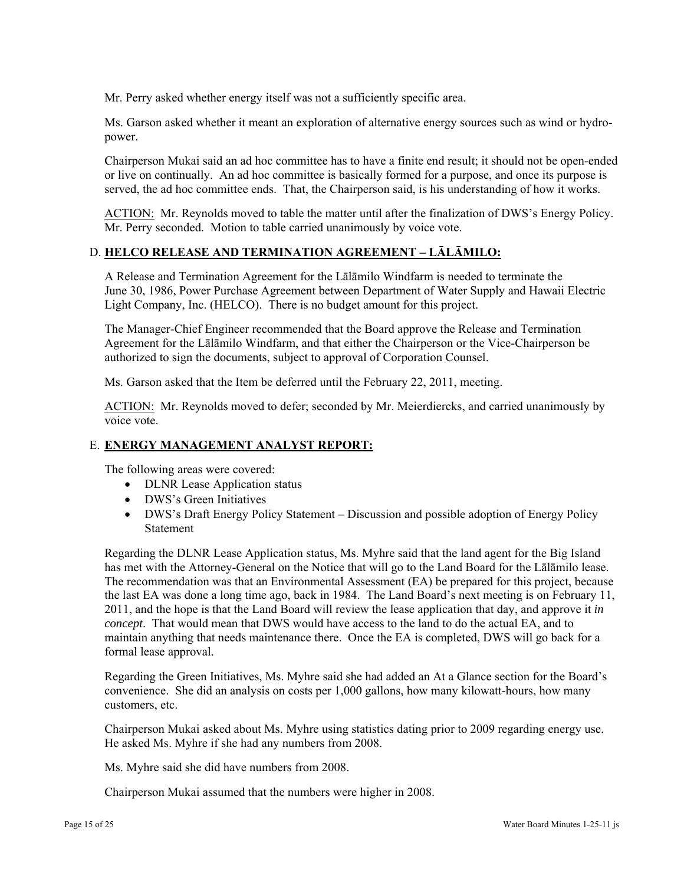Mr. Perry asked whether energy itself was not a sufficiently specific area.

Ms. Garson asked whether it meant an exploration of alternative energy sources such as wind or hydro-power.

Chairperson Mukai said an ad hoc committee has to have a finite end result; it should not be open-ended or live on continually. An ad hoc committee is basically formed for a purpose, and once its purpose is served, the ad hoc committee ends. That, the Chairperson said, is his understanding of how it works.

ACTION: Mr. Reynolds moved to table the matter until after the finalization of DWS's Energy Policy. Mr. Perry seconded. Motion to table carried unanimously by voice vote.

## D. HELCO RELEASE AND TERMINATION AGREEMENT – LĀLĀMILO:

A Release and Termination Agreement for the Lālāmilo Windfarm is needed to terminate the June 30, 1986, Power Purchase Agreement between Department of Water Supply and Hawaii Electric Light Company, Inc. (HELCO). There is no budget amount for this project.

The Manager-Chief Engineer recommended that the Board approve the Release and Termination Agreement for the Lālāmilo Windfarm, and that either the Chairperson or the Vice-Chairperson be authorized to sign the documents, subject to approval of Corporation Counsel.

Ms. Garson asked that the Item be deferred until the February 22, 2011, meeting.

ACTION: Mr. Reynolds moved to defer; seconded by Mr. Meierdiercks, and carried unanimously by voice vote.

## E. ENERGY MANAGEMENT ANALYST REPORT:

The following areas were covered:

- DLNR Lease Application status
- DWS's Green Initiatives
- DWS's Draft Energy Policy Statement – Discussion and possible adoption of Energy Policy Statement

Regarding the DLNR Lease Application status, Ms. Myhre said that the land agent for the Big Island has met with the Attorney-General on the Notice that will go to the Land Board for the Lālāmilo lease. The recommendation was that an Environmental Assessment (EA) be prepared for this project, because the last EA was done a long time ago, back in 1984. The Land Board's next meeting is on February 11, 2011, and the hope is that the Land Board will review the lease application that day, and approve it *in concept*. That would mean that DWS would have access to the land to do the actual EA, and to maintain anything that needs maintenance there. Once the EA is completed, DWS will go back for a formal lease approval.

Regarding the Green Initiatives, Ms. Myhre said she had added an At a Glance section for the Board's convenience. She did an analysis on costs per 1,000 gallons, how many kilowatt-hours, how many customers, etc.

Chairperson Mukai asked about Ms. Myhre using statistics dating prior to 2009 regarding energy use. He asked Ms. Myhre if she had any numbers from 2008.

Ms. Myhre said she did have numbers from 2008.

Chairperson Mukai assumed that the numbers were higher in 2008.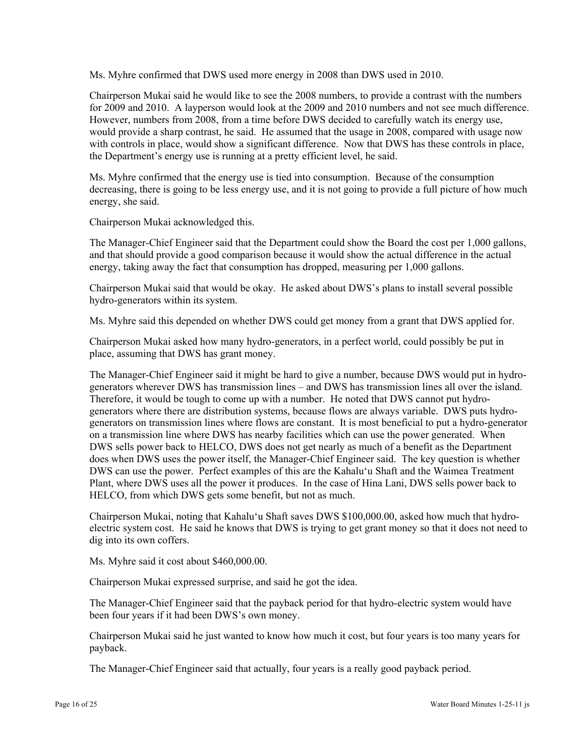Ms. Myhre confirmed that DWS used more energy in 2008 than DWS used in 2010.

Chairperson Mukai said he would like to see the 2008 numbers, to provide a contrast with the numbers for 2009 and 2010. A layperson would look at the 2009 and 2010 numbers and not see much difference. However, numbers from 2008, from a time before DWS decided to carefully watch its energy use, would provide a sharp contrast, he said. He assumed that the usage in 2008, compared with usage now with controls in place, would show a significant difference. Now that DWS has these controls in place, the Department's energy use is running at a pretty efficient level, he said.

Ms. Myhre confirmed that the energy use is tied into consumption. Because of the consumption decreasing, there is going to be less energy use, and it is not going to provide a full picture of how much energy, she said.

Chairperson Mukai acknowledged this.

The Manager-Chief Engineer said that the Department could show the Board the cost per 1,000 gallons, and that should provide a good comparison because it would show the actual difference in the actual energy, taking away the fact that consumption has dropped, measuring per 1,000 gallons.

Chairperson Mukai said that would be okay. He asked about DWS's plans to install several possible hydro-generators within its system.

Ms. Myhre said this depended on whether DWS could get money from a grant that DWS applied for.

Chairperson Mukai asked how many hydro-generators, in a perfect world, could possibly be put in place, assuming that DWS has grant money.

The Manager-Chief Engineer said it might be hard to give a number, because DWS would put in hydro-generators wherever DWS has transmission lines – and DWS has transmission lines all over the island. Therefore, it would be tough to come up with a number. He noted that DWS cannot put hydro-generators where there are distribution systems, because flows are always variable. DWS puts hydro-generators on transmission lines where flows are constant. It is most beneficial to put a hydro-generator on a transmission line where DWS has nearby facilities which can use the power generated. When DWS sells power back to HELCO, DWS does not get nearly as much of a benefit as the Department does when DWS uses the power itself, the Manager-Chief Engineer said. The key question is whether DWS can use the power. Perfect examples of this are the Kahalu'u Shaft and the Waimea Treatment Plant, where DWS uses all the power it produces. In the case of Hina Lani, DWS sells power back to HELCO, from which DWS gets some benefit, but not as much.

Chairperson Mukai, noting that Kahalu'u Shaft saves DWS $100,000.00, asked how much that hydro-electric system cost. He said he knows that DWS is trying to get grant money so that it does not need to dig into its own coffers.

Ms. Myhre said it cost about $460,000.00.

Chairperson Mukai expressed surprise, and said he got the idea.

The Manager-Chief Engineer said that the payback period for that hydro-electric system would have been four years if it had been DWS's own money.

Chairperson Mukai said he just wanted to know how much it cost, but four years is too many years for payback.

The Manager-Chief Engineer said that actually, four years is a really good payback period.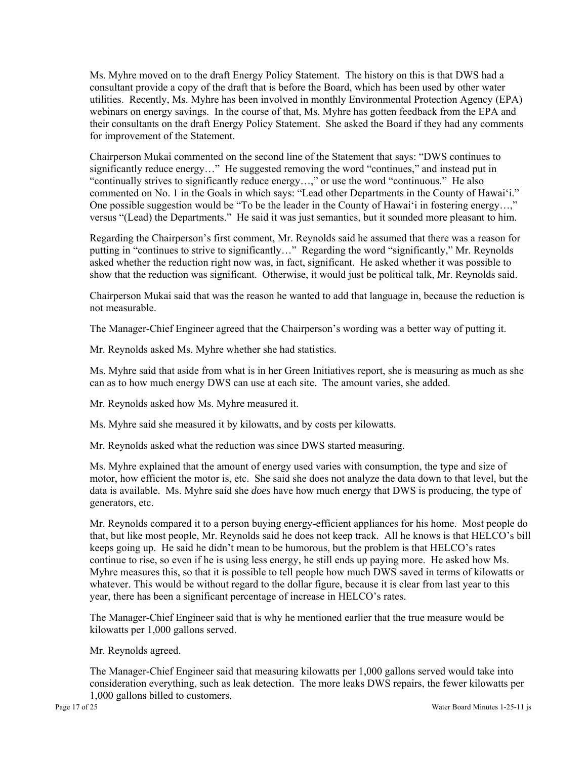Ms. Myhre moved on to the draft Energy Policy Statement. The history on this is that DWS had a consultant provide a copy of the draft that is before the Board, which has been used by other water utilities. Recently, Ms. Myhre has been involved in monthly Environmental Protection Agency (EPA) webinars on energy savings. In the course of that, Ms. Myhre has gotten feedback from the EPA and their consultants on the draft Energy Policy Statement. She asked the Board if they had any comments for improvement of the Statement.

Chairperson Mukai commented on the second line of the Statement that says: "DWS continues to significantly reduce energy…" He suggested removing the word "continues," and instead put in "continually strives to significantly reduce energy…," or use the word "continuous." He also commented on No. 1 in the Goals in which says: "Lead other Departments in the County of Hawai'i." One possible suggestion would be "To be the leader in the County of Hawai'i in fostering energy…," versus "(Lead) the Departments." He said it was just semantics, but it sounded more pleasant to him.

Regarding the Chairperson's first comment, Mr. Reynolds said he assumed that there was a reason for putting in "continues to strive to significantly…" Regarding the word "significantly," Mr. Reynolds asked whether the reduction right now was, in fact, significant. He asked whether it was possible to show that the reduction was significant. Otherwise, it would just be political talk, Mr. Reynolds said.

Chairperson Mukai said that was the reason he wanted to add that language in, because the reduction is not measurable.

The Manager-Chief Engineer agreed that the Chairperson's wording was a better way of putting it.

Mr. Reynolds asked Ms. Myhre whether she had statistics.

Ms. Myhre said that aside from what is in her Green Initiatives report, she is measuring as much as she can as to how much energy DWS can use at each site. The amount varies, she added.

Mr. Reynolds asked how Ms. Myhre measured it.

Ms. Myhre said she measured it by kilowatts, and by costs per kilowatts.

Mr. Reynolds asked what the reduction was since DWS started measuring.

Ms. Myhre explained that the amount of energy used varies with consumption, the type and size of motor, how efficient the motor is, etc. She said she does not analyze the data down to that level, but the data is available. Ms. Myhre said she *does* have how much energy that DWS is producing, the type of generators, etc.

Mr. Reynolds compared it to a person buying energy-efficient appliances for his home. Most people do that, but like most people, Mr. Reynolds said he does not keep track. All he knows is that HELCO's bill keeps going up. He said he didn't mean to be humorous, but the problem is that HELCO's rates continue to rise, so even if he is using less energy, he still ends up paying more. He asked how Ms. Myhre measures this, so that it is possible to tell people how much DWS saved in terms of kilowatts or whatever. This would be without regard to the dollar figure, because it is clear from last year to this year, there has been a significant percentage of increase in HELCO's rates.

The Manager-Chief Engineer said that is why he mentioned earlier that the true measure would be kilowatts per 1,000 gallons served.

Mr. Reynolds agreed.

The Manager-Chief Engineer said that measuring kilowatts per 1,000 gallons served would take into consideration everything, such as leak detection. The more leaks DWS repairs, the fewer kilowatts per 1,000 gallons billed to customers.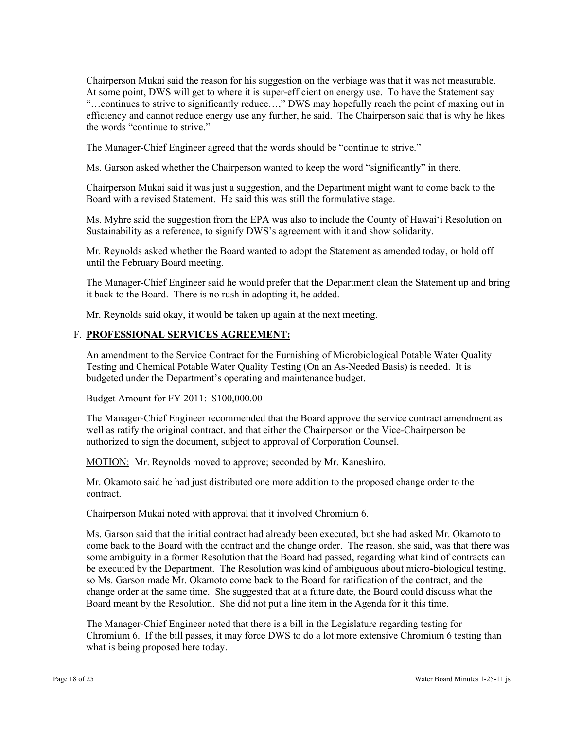Chairperson Mukai said the reason for his suggestion on the verbiage was that it was not measurable. At some point, DWS will get to where it is super-efficient on energy use. To have the Statement say "…continues to strive to significantly reduce…," DWS may hopefully reach the point of maxing out in efficiency and cannot reduce energy use any further, he said. The Chairperson said that is why he likes the words "continue to strive."

The Manager-Chief Engineer agreed that the words should be "continue to strive."

Ms. Garson asked whether the Chairperson wanted to keep the word "significantly" in there.

Chairperson Mukai said it was just a suggestion, and the Department might want to come back to the Board with a revised Statement. He said this was still the formulative stage.

Ms. Myhre said the suggestion from the EPA was also to include the County of Hawai'i Resolution on Sustainability as a reference, to signify DWS's agreement with it and show solidarity.

Mr. Reynolds asked whether the Board wanted to adopt the Statement as amended today, or hold off until the February Board meeting.

The Manager-Chief Engineer said he would prefer that the Department clean the Statement up and bring it back to the Board. There is no rush in adopting it, he added.

Mr. Reynolds said okay, it would be taken up again at the next meeting.

## F. **PROFESSIONAL SERVICES AGREEMENT:**

An amendment to the Service Contract for the Furnishing of Microbiological Potable Water Quality Testing and Chemical Potable Water Quality Testing (On an As-Needed Basis) is needed. It is budgeted under the Department's operating and maintenance budget.

Budget Amount for FY 2011: $100,000.00

The Manager-Chief Engineer recommended that the Board approve the service contract amendment as well as ratify the original contract, and that either the Chairperson or the Vice-Chairperson be authorized to sign the document, subject to approval of Corporation Counsel.

<u>MOTION:</u> Mr. Reynolds moved to approve; seconded by Mr. Kaneshiro.

Mr. Okamoto said he had just distributed one more addition to the proposed change order to the contract.

Chairperson Mukai noted with approval that it involved Chromium 6.

Ms. Garson said that the initial contract had already been executed, but she had asked Mr. Okamoto to come back to the Board with the contract and the change order. The reason, she said, was that there was some ambiguity in a former Resolution that the Board had passed, regarding what kind of contracts can be executed by the Department. The Resolution was kind of ambiguous about micro-biological testing, so Ms. Garson made Mr. Okamoto come back to the Board for ratification of the contract, and the change order at the same time. She suggested that at a future date, the Board could discuss what the Board meant by the Resolution. She did not put a line item in the Agenda for it this time.

The Manager-Chief Engineer noted that there is a bill in the Legislature regarding testing for Chromium 6. If the bill passes, it may force DWS to do a lot more extensive Chromium 6 testing than what is being proposed here today.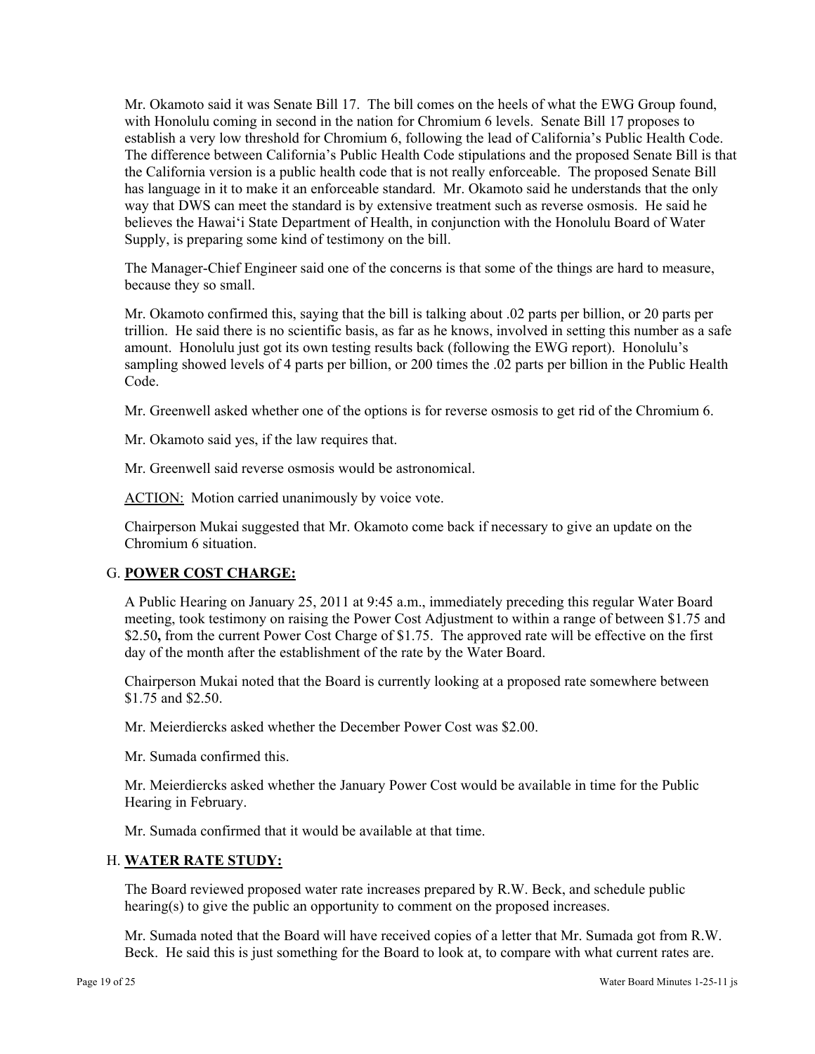Mr. Okamoto said it was Senate Bill 17. The bill comes on the heels of what the EWG Group found, with Honolulu coming in second in the nation for Chromium 6 levels. Senate Bill 17 proposes to establish a very low threshold for Chromium 6, following the lead of California's Public Health Code. The difference between California's Public Health Code stipulations and the proposed Senate Bill is that the California version is a public health code that is not really enforceable. The proposed Senate Bill has language in it to make it an enforceable standard. Mr. Okamoto said he understands that the only way that DWS can meet the standard is by extensive treatment such as reverse osmosis. He said he believes the Hawai'i State Department of Health, in conjunction with the Honolulu Board of Water Supply, is preparing some kind of testimony on the bill.

The Manager-Chief Engineer said one of the concerns is that some of the things are hard to measure, because they so small.

Mr. Okamoto confirmed this, saying that the bill is talking about .02 parts per billion, or 20 parts per trillion. He said there is no scientific basis, as far as he knows, involved in setting this number as a safe amount. Honolulu just got its own testing results back (following the EWG report). Honolulu's sampling showed levels of 4 parts per billion, or 200 times the .02 parts per billion in the Public Health Code.

Mr. Greenwell asked whether one of the options is for reverse osmosis to get rid of the Chromium 6.

Mr. Okamoto said yes, if the law requires that.

Mr. Greenwell said reverse osmosis would be astronomical.

ACTION: Motion carried unanimously by voice vote.

Chairperson Mukai suggested that Mr. Okamoto come back if necessary to give an update on the Chromium 6 situation.

## G. **POWER COST CHARGE:**

A Public Hearing on January 25, 2011 at 9:45 a.m., immediately preceding this regular Water Board meeting, took testimony on raising the Power Cost Adjustment to within a range of between $1.75 and $2.50**,** from the current Power Cost Charge of $1.75. The approved rate will be effective on the first day of the month after the establishment of the rate by the Water Board.

Chairperson Mukai noted that the Board is currently looking at a proposed rate somewhere between $1.75 and $2.50.

Mr. Meierdiercks asked whether the December Power Cost was $2.00.

Mr. Sumada confirmed this.

Mr. Meierdiercks asked whether the January Power Cost would be available in time for the Public Hearing in February.

Mr. Sumada confirmed that it would be available at that time.

## H. **WATER RATE STUDY:**

The Board reviewed proposed water rate increases prepared by R.W. Beck, and schedule public hearing(s) to give the public an opportunity to comment on the proposed increases.

Mr. Sumada noted that the Board will have received copies of a letter that Mr. Sumada got from R.W. Beck. He said this is just something for the Board to look at, to compare with what current rates are.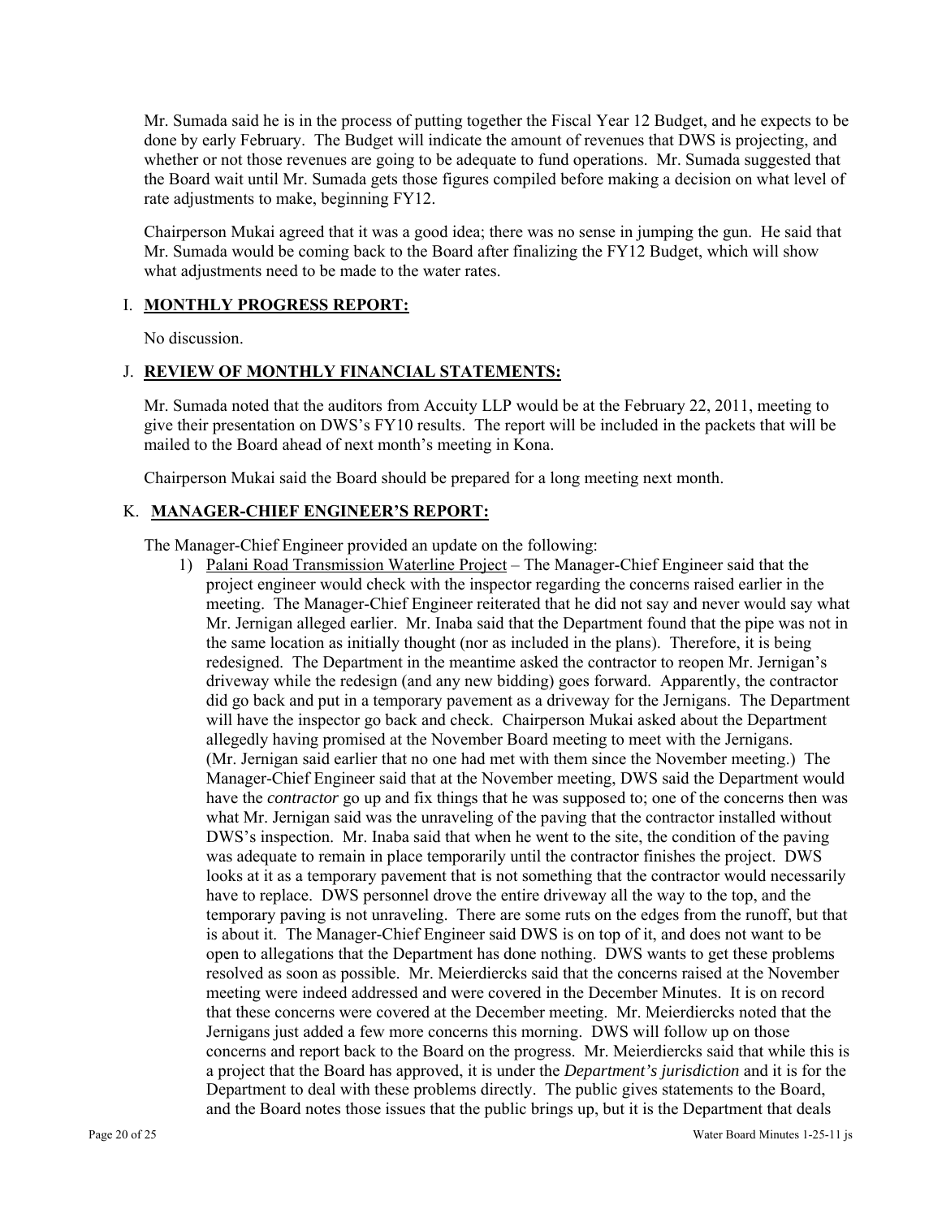Mr. Sumada said he is in the process of putting together the Fiscal Year 12 Budget, and he expects to be done by early February. The Budget will indicate the amount of revenues that DWS is projecting, and whether or not those revenues are going to be adequate to fund operations. Mr. Sumada suggested that the Board wait until Mr. Sumada gets those figures compiled before making a decision on what level of rate adjustments to make, beginning FY12.

Chairperson Mukai agreed that it was a good idea; there was no sense in jumping the gun. He said that Mr. Sumada would be coming back to the Board after finalizing the FY12 Budget, which will show what adjustments need to be made to the water rates.

## I. **MONTHLY PROGRESS REPORT:**

No discussion.

## J. **REVIEW OF MONTHLY FINANCIAL STATEMENTS:**

Mr. Sumada noted that the auditors from Accuity LLP would be at the February 22, 2011, meeting to give their presentation on DWS's FY10 results. The report will be included in the packets that will be mailed to the Board ahead of next month's meeting in Kona.

Chairperson Mukai said the Board should be prepared for a long meeting next month.

## K. **MANAGER-CHIEF ENGINEER'S REPORT:**

The Manager-Chief Engineer provided an update on the following:

1) Palani Road Transmission Waterline Project – The Manager-Chief Engineer said that the project engineer would check with the inspector regarding the concerns raised earlier in the meeting. The Manager-Chief Engineer reiterated that he did not say and never would say what Mr. Jernigan alleged earlier. Mr. Inaba said that the Department found that the pipe was not in the same location as initially thought (nor as included in the plans). Therefore, it is being redesigned. The Department in the meantime asked the contractor to reopen Mr. Jernigan's driveway while the redesign (and any new bidding) goes forward. Apparently, the contractor did go back and put in a temporary pavement as a driveway for the Jernigans. The Department will have the inspector go back and check. Chairperson Mukai asked about the Department allegedly having promised at the November Board meeting to meet with the Jernigans. (Mr. Jernigan said earlier that no one had met with them since the November meeting.) The Manager-Chief Engineer said that at the November meeting, DWS said the Department would have the *contractor* go up and fix things that he was supposed to; one of the concerns then was what Mr. Jernigan said was the unraveling of the paving that the contractor installed without DWS's inspection. Mr. Inaba said that when he went to the site, the condition of the paving was adequate to remain in place temporarily until the contractor finishes the project. DWS looks at it as a temporary pavement that is not something that the contractor would necessarily have to replace. DWS personnel drove the entire driveway all the way to the top, and the temporary paving is not unraveling. There are some ruts on the edges from the runoff, but that is about it. The Manager-Chief Engineer said DWS is on top of it, and does not want to be open to allegations that the Department has done nothing. DWS wants to get these problems resolved as soon as possible. Mr. Meierdiercks said that the concerns raised at the November meeting were indeed addressed and were covered in the December Minutes. It is on record that these concerns were covered at the December meeting. Mr. Meierdiercks noted that the Jernigans just added a few more concerns this morning. DWS will follow up on those concerns and report back to the Board on the progress. Mr. Meierdiercks said that while this is a project that the Board has approved, it is under the *Department's jurisdiction* and it is for the Department to deal with these problems directly. The public gives statements to the Board, and the Board notes those issues that the public brings up, but it is the Department that deals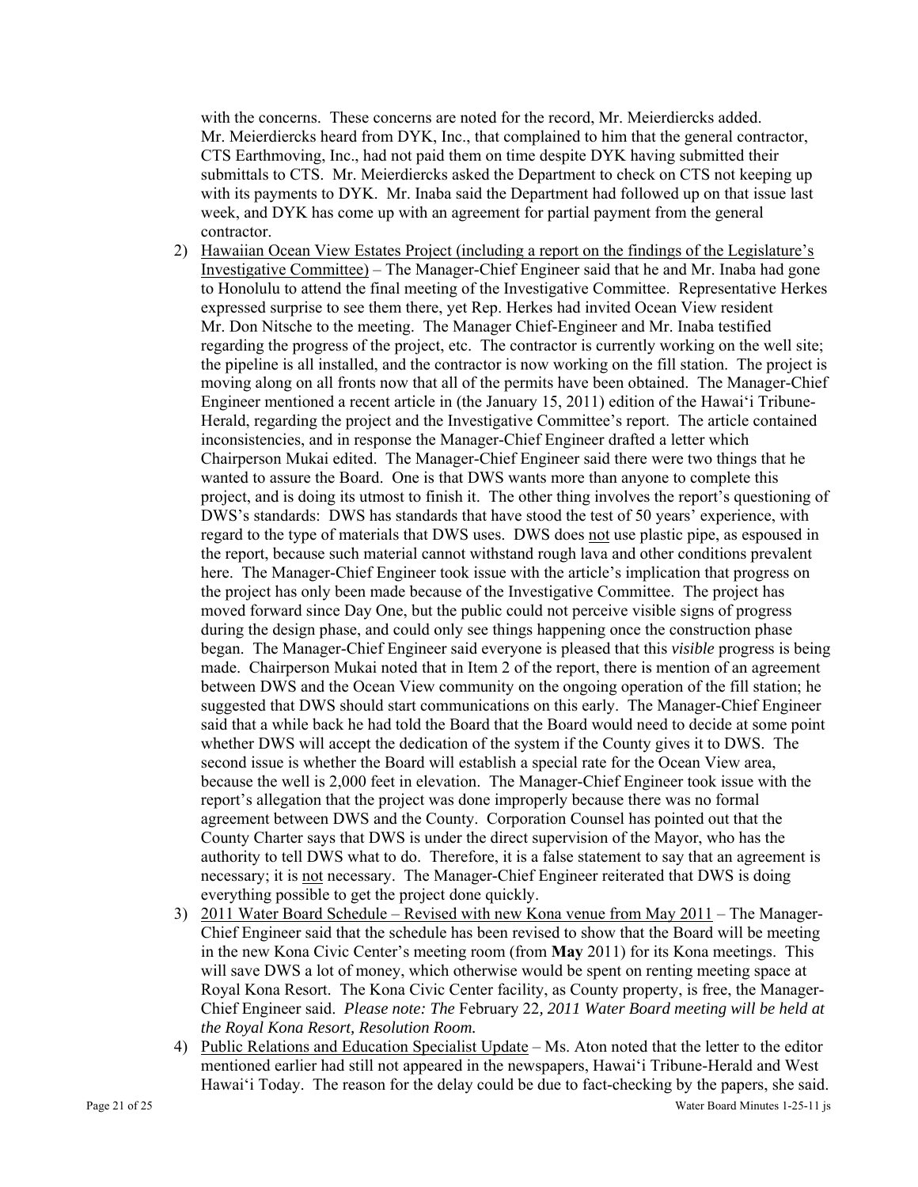with the concerns. These concerns are noted for the record, Mr. Meierdiercks added. Mr. Meierdiercks heard from DYK, Inc., that complained to him that the general contractor, CTS Earthmoving, Inc., had not paid them on time despite DYK having submitted their submittals to CTS. Mr. Meierdiercks asked the Department to check on CTS not keeping up with its payments to DYK. Mr. Inaba said the Department had followed up on that issue last week, and DYK has come up with an agreement for partial payment from the general contractor.

2) Hawaiian Ocean View Estates Project (including a report on the findings of the Legislature's Investigative Committee) – The Manager-Chief Engineer said that he and Mr. Inaba had gone to Honolulu to attend the final meeting of the Investigative Committee. Representative Herkes expressed surprise to see them there, yet Rep. Herkes had invited Ocean View resident Mr. Don Nitsche to the meeting. The Manager Chief-Engineer and Mr. Inaba testified regarding the progress of the project, etc. The contractor is currently working on the well site; the pipeline is all installed, and the contractor is now working on the fill station. The project is moving along on all fronts now that all of the permits have been obtained. The Manager-Chief Engineer mentioned a recent article in (the January 15, 2011) edition of the Hawai'i Tribune-Herald, regarding the project and the Investigative Committee's report. The article contained inconsistencies, and in response the Manager-Chief Engineer drafted a letter which Chairperson Mukai edited. The Manager-Chief Engineer said there were two things that he wanted to assure the Board. One is that DWS wants more than anyone to complete this project, and is doing its utmost to finish it. The other thing involves the report's questioning of DWS's standards: DWS has standards that have stood the test of 50 years' experience, with regard to the type of materials that DWS uses. DWS does not use plastic pipe, as espoused in the report, because such material cannot withstand rough lava and other conditions prevalent here. The Manager-Chief Engineer took issue with the article's implication that progress on the project has only been made because of the Investigative Committee. The project has moved forward since Day One, but the public could not perceive visible signs of progress during the design phase, and could only see things happening once the construction phase began. The Manager-Chief Engineer said everyone is pleased that this *visible* progress is being made. Chairperson Mukai noted that in Item 2 of the report, there is mention of an agreement between DWS and the Ocean View community on the ongoing operation of the fill station; he suggested that DWS should start communications on this early. The Manager-Chief Engineer said that a while back he had told the Board that the Board would need to decide at some point whether DWS will accept the dedication of the system if the County gives it to DWS. The second issue is whether the Board will establish a special rate for the Ocean View area, because the well is 2,000 feet in elevation. The Manager-Chief Engineer took issue with the report's allegation that the project was done improperly because there was no formal agreement between DWS and the County. Corporation Counsel has pointed out that the County Charter says that DWS is under the direct supervision of the Mayor, who has the authority to tell DWS what to do. Therefore, it is a false statement to say that an agreement is necessary; it is not necessary. The Manager-Chief Engineer reiterated that DWS is doing everything possible to get the project done quickly.

3) 2011 Water Board Schedule – Revised with new Kona venue from May 2011 – The Manager-Chief Engineer said that the schedule has been revised to show that the Board will be meeting in the new Kona Civic Center's meeting room (from **May** 2011) for its Kona meetings. This will save DWS a lot of money, which otherwise would be spent on renting meeting space at Royal Kona Resort. The Kona Civic Center facility, as County property, is free, the Manager-Chief Engineer said. *Please note: The* February 22*, 2011 Water Board meeting will be held at the Royal Kona Resort, Resolution Room.*

4) Public Relations and Education Specialist Update – Ms. Aton noted that the letter to the editor mentioned earlier had still not appeared in the newspapers, Hawai'i Tribune-Herald and West Hawai'i Today. The reason for the delay could be due to fact-checking by the papers, she said.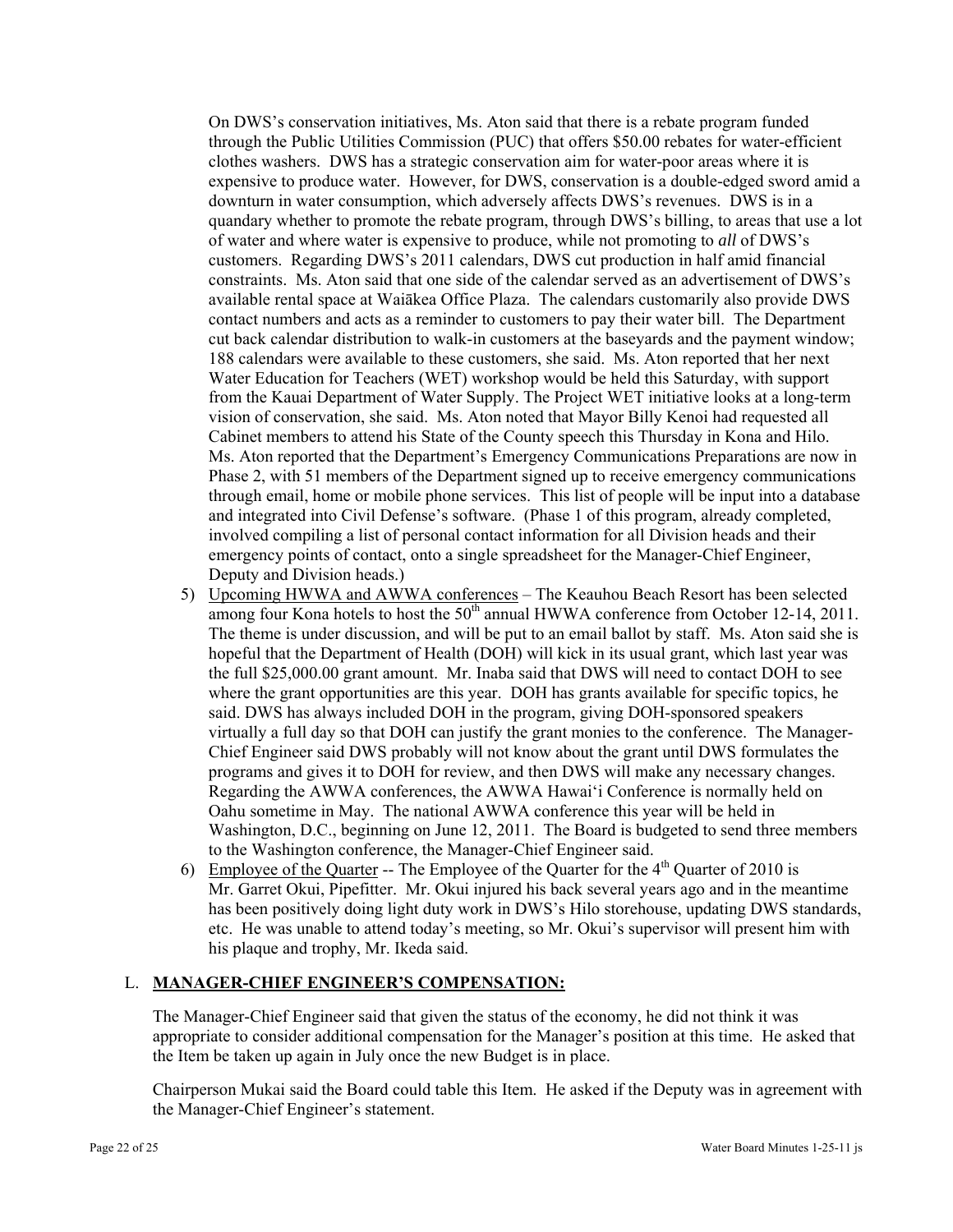On DWS's conservation initiatives, Ms. Aton said that there is a rebate program funded through the Public Utilities Commission (PUC) that offers $50.00 rebates for water-efficient clothes washers. DWS has a strategic conservation aim for water-poor areas where it is expensive to produce water. However, for DWS, conservation is a double-edged sword amid a downturn in water consumption, which adversely affects DWS's revenues. DWS is in a quandary whether to promote the rebate program, through DWS's billing, to areas that use a lot of water and where water is expensive to produce, while not promoting to *all* of DWS's customers. Regarding DWS's 2011 calendars, DWS cut production in half amid financial constraints. Ms. Aton said that one side of the calendar served as an advertisement of DWS's available rental space at Waiākea Office Plaza. The calendars customarily also provide DWS contact numbers and acts as a reminder to customers to pay their water bill. The Department cut back calendar distribution to walk-in customers at the baseyards and the payment window; 188 calendars were available to these customers, she said. Ms. Aton reported that her next Water Education for Teachers (WET) workshop would be held this Saturday, with support from the Kauai Department of Water Supply. The Project WET initiative looks at a long-term vision of conservation, she said. Ms. Aton noted that Mayor Billy Kenoi had requested all Cabinet members to attend his State of the County speech this Thursday in Kona and Hilo. Ms. Aton reported that the Department's Emergency Communications Preparations are now in Phase 2, with 51 members of the Department signed up to receive emergency communications through email, home or mobile phone services. This list of people will be input into a database and integrated into Civil Defense's software. (Phase 1 of this program, already completed, involved compiling a list of personal contact information for all Division heads and their emergency points of contact, onto a single spreadsheet for the Manager-Chief Engineer, Deputy and Division heads.)

5) Upcoming HWWA and AWWA conferences – The Keauhou Beach Resort has been selected among four Kona hotels to host the 50th annual HWWA conference from October 12-14, 2011. The theme is under discussion, and will be put to an email ballot by staff. Ms. Aton said she is hopeful that the Department of Health (DOH) will kick in its usual grant, which last year was the full $25,000.00 grant amount. Mr. Inaba said that DWS will need to contact DOH to see where the grant opportunities are this year. DOH has grants available for specific topics, he said. DWS has always included DOH in the program, giving DOH-sponsored speakers virtually a full day so that DOH can justify the grant monies to the conference. The Manager-Chief Engineer said DWS probably will not know about the grant until DWS formulates the programs and gives it to DOH for review, and then DWS will make any necessary changes. Regarding the AWWA conferences, the AWWA Hawai'i Conference is normally held on Oahu sometime in May. The national AWWA conference this year will be held in Washington, D.C., beginning on June 12, 2011. The Board is budgeted to send three members to the Washington conference, the Manager-Chief Engineer said.

6) Employee of the Quarter -- The Employee of the Quarter for the 4th Quarter of 2010 is Mr. Garret Okui, Pipefitter. Mr. Okui injured his back several years ago and in the meantime has been positively doing light duty work in DWS's Hilo storehouse, updating DWS standards, etc. He was unable to attend today's meeting, so Mr. Okui's supervisor will present him with his plaque and trophy, Mr. Ikeda said.

## L. **MANAGER-CHIEF ENGINEER'S COMPENSATION:**

The Manager-Chief Engineer said that given the status of the economy, he did not think it was appropriate to consider additional compensation for the Manager's position at this time. He asked that the Item be taken up again in July once the new Budget is in place.

Chairperson Mukai said the Board could table this Item. He asked if the Deputy was in agreement with the Manager-Chief Engineer's statement.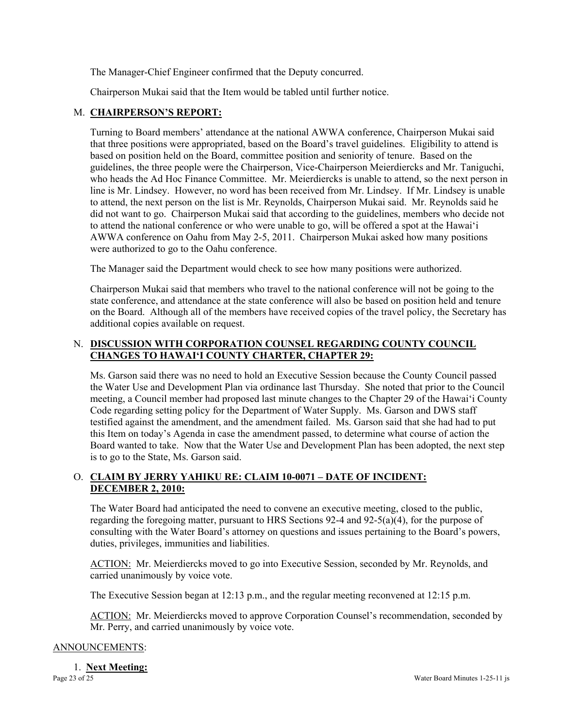The Manager-Chief Engineer confirmed that the Deputy concurred.

Chairperson Mukai said that the Item would be tabled until further notice.

M. **CHAIRPERSON'S REPORT:**

Turning to Board members' attendance at the national AWWA conference, Chairperson Mukai said that three positions were appropriated, based on the Board's travel guidelines. Eligibility to attend is based on position held on the Board, committee position and seniority of tenure. Based on the guidelines, the three people were the Chairperson, Vice-Chairperson Meierdiercks and Mr. Taniguchi, who heads the Ad Hoc Finance Committee. Mr. Meierdiercks is unable to attend, so the next person in line is Mr. Lindsey. However, no word has been received from Mr. Lindsey. If Mr. Lindsey is unable to attend, the next person on the list is Mr. Reynolds, Chairperson Mukai said. Mr. Reynolds said he did not want to go. Chairperson Mukai said that according to the guidelines, members who decide not to attend the national conference or who were unable to go, will be offered a spot at the Hawai'i AWWA conference on Oahu from May 2-5, 2011. Chairperson Mukai asked how many positions were authorized to go to the Oahu conference.

The Manager said the Department would check to see how many positions were authorized.

Chairperson Mukai said that members who travel to the national conference will not be going to the state conference, and attendance at the state conference will also be based on position held and tenure on the Board. Although all of the members have received copies of the travel policy, the Secretary has additional copies available on request.

N. **DISCUSSION WITH CORPORATION COUNSEL REGARDING COUNTY COUNCIL CHANGES TO HAWAI'I COUNTY CHARTER, CHAPTER 29:**

Ms. Garson said there was no need to hold an Executive Session because the County Council passed the Water Use and Development Plan via ordinance last Thursday. She noted that prior to the Council meeting, a Council member had proposed last minute changes to the Chapter 29 of the Hawai'i County Code regarding setting policy for the Department of Water Supply. Ms. Garson and DWS staff testified against the amendment, and the amendment failed. Ms. Garson said that she had had to put this Item on today's Agenda in case the amendment passed, to determine what course of action the Board wanted to take. Now that the Water Use and Development Plan has been adopted, the next step is to go to the State, Ms. Garson said.

O. **CLAIM BY JERRY YAHIKU RE: CLAIM 10-0071 – DATE OF INCIDENT: DECEMBER 2, 2010:**

The Water Board had anticipated the need to convene an executive meeting, closed to the public, regarding the foregoing matter, pursuant to HRS Sections 92-4 and 92-5(a)(4), for the purpose of consulting with the Water Board's attorney on questions and issues pertaining to the Board's powers, duties, privileges, immunities and liabilities.

ACTION: Mr. Meierdiercks moved to go into Executive Session, seconded by Mr. Reynolds, and carried unanimously by voice vote.

The Executive Session began at 12:13 p.m., and the regular meeting reconvened at 12:15 p.m.

ACTION: Mr. Meierdiercks moved to approve Corporation Counsel's recommendation, seconded by Mr. Perry, and carried unanimously by voice vote.

ANNOUNCEMENTS:

1. **Next Meeting:**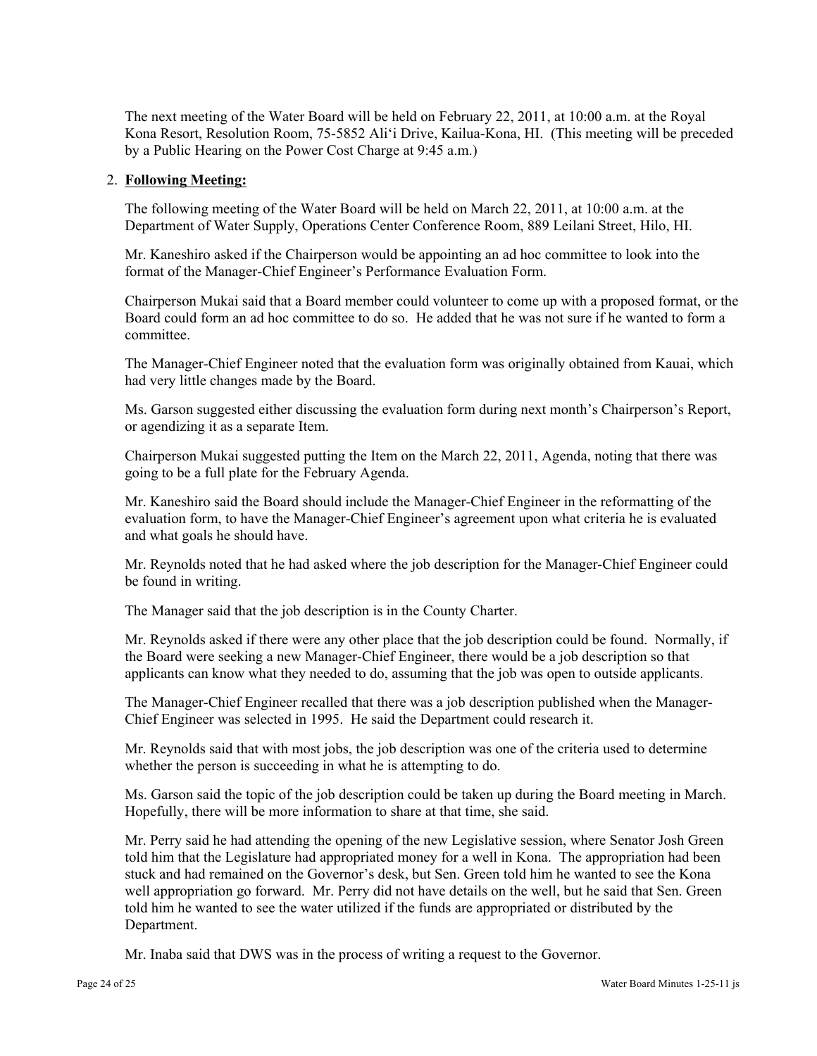The next meeting of the Water Board will be held on February 22, 2011, at 10:00 a.m. at the Royal Kona Resort, Resolution Room, 75-5852 Ali'i Drive, Kailua-Kona, HI. (This meeting will be preceded by a Public Hearing on the Power Cost Charge at 9:45 a.m.)

2. **Following Meeting:**

The following meeting of the Water Board will be held on March 22, 2011, at 10:00 a.m. at the Department of Water Supply, Operations Center Conference Room, 889 Leilani Street, Hilo, HI.

Mr. Kaneshiro asked if the Chairperson would be appointing an ad hoc committee to look into the format of the Manager-Chief Engineer's Performance Evaluation Form.

Chairperson Mukai said that a Board member could volunteer to come up with a proposed format, or the Board could form an ad hoc committee to do so. He added that he was not sure if he wanted to form a committee.

The Manager-Chief Engineer noted that the evaluation form was originally obtained from Kauai, which had very little changes made by the Board.

Ms. Garson suggested either discussing the evaluation form during next month's Chairperson's Report, or agendizing it as a separate Item.

Chairperson Mukai suggested putting the Item on the March 22, 2011, Agenda, noting that there was going to be a full plate for the February Agenda.

Mr. Kaneshiro said the Board should include the Manager-Chief Engineer in the reformatting of the evaluation form, to have the Manager-Chief Engineer's agreement upon what criteria he is evaluated and what goals he should have.

Mr. Reynolds noted that he had asked where the job description for the Manager-Chief Engineer could be found in writing.

The Manager said that the job description is in the County Charter.

Mr. Reynolds asked if there were any other place that the job description could be found. Normally, if the Board were seeking a new Manager-Chief Engineer, there would be a job description so that applicants can know what they needed to do, assuming that the job was open to outside applicants.

The Manager-Chief Engineer recalled that there was a job description published when the Manager-Chief Engineer was selected in 1995. He said the Department could research it.

Mr. Reynolds said that with most jobs, the job description was one of the criteria used to determine whether the person is succeeding in what he is attempting to do.

Ms. Garson said the topic of the job description could be taken up during the Board meeting in March. Hopefully, there will be more information to share at that time, she said.

Mr. Perry said he had attending the opening of the new Legislative session, where Senator Josh Green told him that the Legislature had appropriated money for a well in Kona. The appropriation had been stuck and had remained on the Governor's desk, but Sen. Green told him he wanted to see the Kona well appropriation go forward. Mr. Perry did not have details on the well, but he said that Sen. Green told him he wanted to see the water utilized if the funds are appropriated or distributed by the Department.

Mr. Inaba said that DWS was in the process of writing a request to the Governor.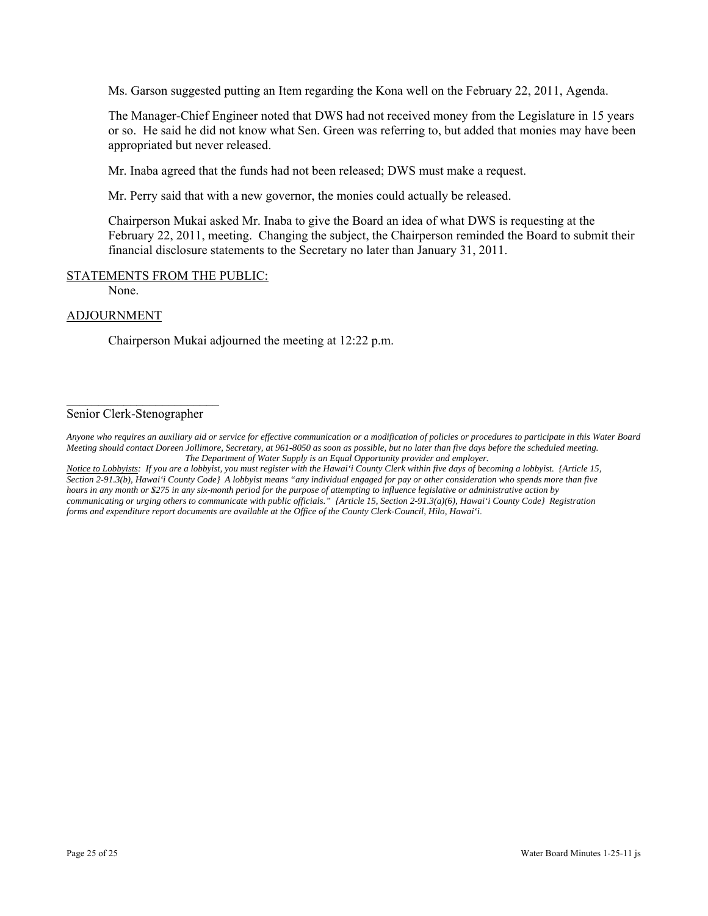Ms. Garson suggested putting an Item regarding the Kona well on the February 22, 2011, Agenda.

The Manager-Chief Engineer noted that DWS had not received money from the Legislature in 15 years or so. He said he did not know what Sen. Green was referring to, but added that monies may have been appropriated but never released.

Mr. Inaba agreed that the funds had not been released; DWS must make a request.

Mr. Perry said that with a new governor, the monies could actually be released.

Chairperson Mukai asked Mr. Inaba to give the Board an idea of what DWS is requesting at the February 22, 2011, meeting. Changing the subject, the Chairperson reminded the Board to submit their financial disclosure statements to the Secretary no later than January 31, 2011.

<u>STATEMENTS FROM THE PUBLIC:</u>

None.

<u>ADJOURNMENT</u>

Chairperson Mukai adjourned the meeting at 12:22 p.m.

\_\_\_\_\_\_\_\_\_\_\_\_\_\_\_\_\_\_\_\_\_\_\_\_\_

Senior Clerk-Stenographer

*Anyone who requires an auxiliary aid or service for effective communication or a modification of policies or procedures to participate in this Water Board Meeting should contact Doreen Jollimore, Secretary, at 961-8050 as soon as possible, but no later than five days before the scheduled meeting. The Department of Water Supply is an Equal Opportunity provider and employer.*

*<u>Notice to Lobbyists</u>: If you are a lobbyist, you must register with the Hawai'i County Clerk within five days of becoming a lobbyist. {Article 15, Section 2-91.3(b), Hawai'i County Code} A lobbyist means "any individual engaged for pay or other consideration who spends more than five hours in any month or $275 in any six-month period for the purpose of attempting to influence legislative or administrative action by communicating or urging others to communicate with public officials." {Article 15, Section 2-91.3(a)(6), Hawai'i County Code} Registration forms and expenditure report documents are available at the Office of the County Clerk-Council, Hilo, Hawai'i.*